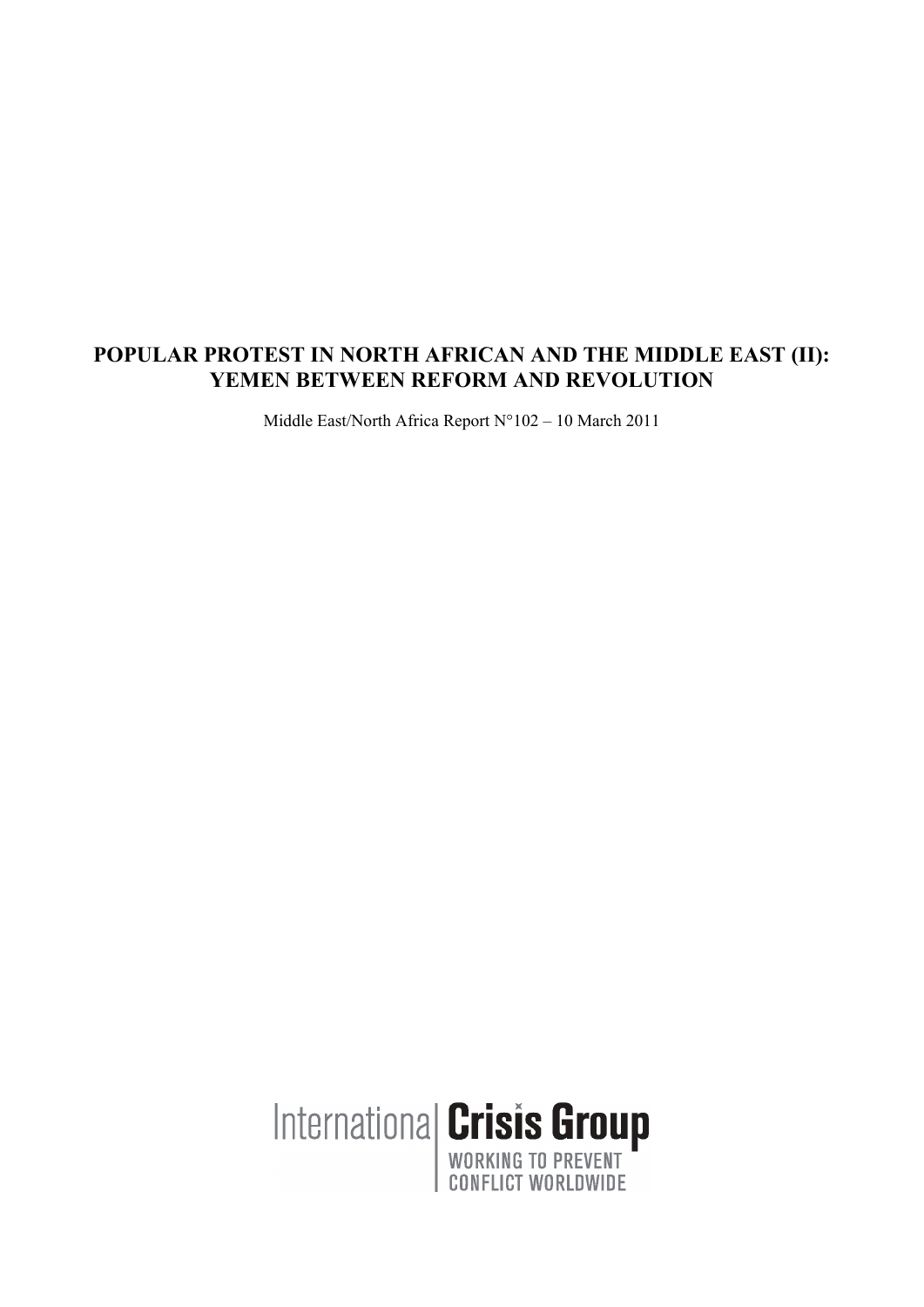# POPULAR PROTEST IN NORTH AFRICAN AND THE MIDDLE EAST (II): YEMEN BETWEEN REFORM AND REVOLUTION

Middle East/North Africa Report N°102 – 10 March 2011

International Crisis Group

WORKING TO PREVENT CONFLICT WORLDWIDE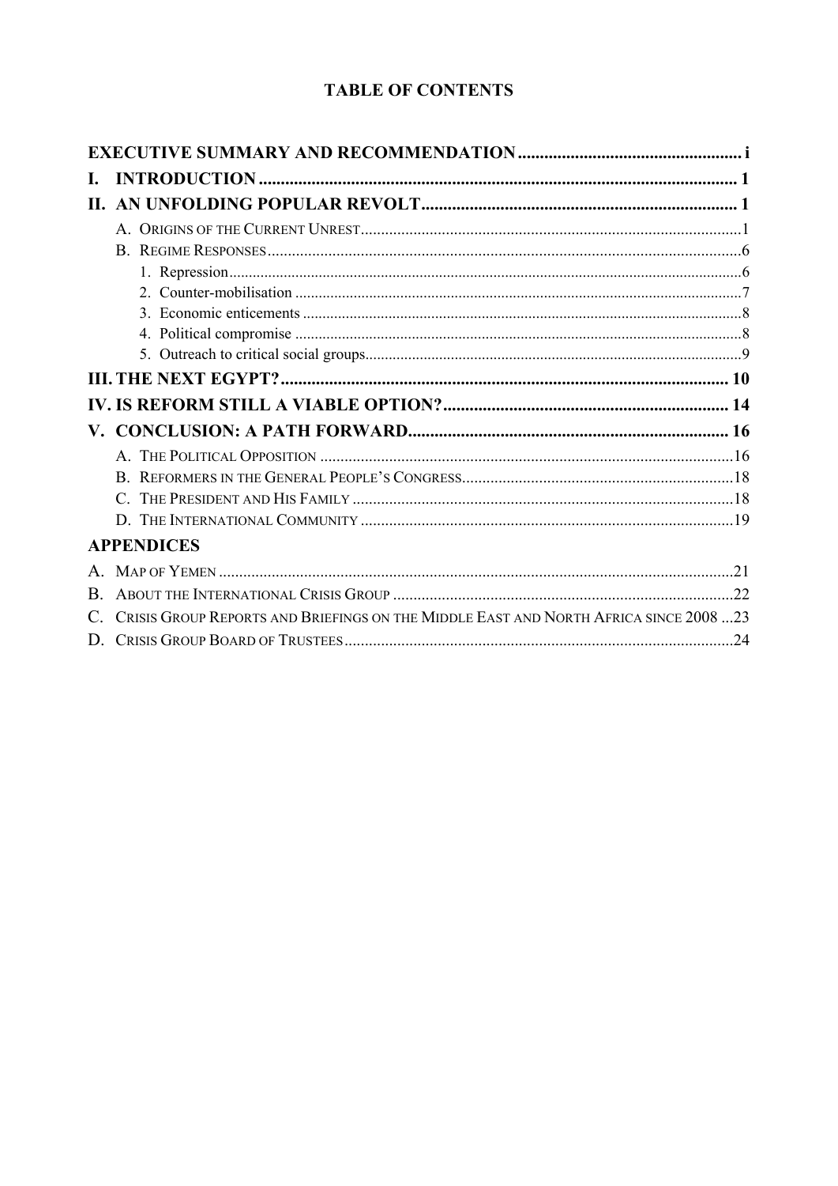# TABLE OF CONTENTS

**EXECUTIVE SUMMARY AND RECOMMENDATION** .................................................. i

**I. INTRODUCTION** .................................................. 1

**II. AN UNFOLDING POPULAR REVOLT** .................................................. 1

- A. Origins of the Current Unrest .................................................. 1
- B. Regime Responses .................................................. 6
  1. Repression .................................................. 6
  2. Counter-mobilisation .................................................. 7
  3. Economic enticements .................................................. 8
  4. Political compromise .................................................. 8
  5. Outreach to critical social groups .................................................. 9

**III. THE NEXT EGYPT?** .................................................. 10

**IV. IS REFORM STILL A VIABLE OPTION?** .................................................. 14

**V. CONCLUSION: A PATH FORWARD** .................................................. 16

- A. The Political Opposition .................................................. 16
- B. Reformers in the General People's Congress .................................................. 18
- C. The President and His Family .................................................. 18
- D. The International Community .................................................. 19

**APPENDICES**

- A. Map of Yemen .................................................. 21
- B. About the International Crisis Group .................................................. 22
- C. Crisis Group Reports and Briefings on the Middle East and North Africa since 2008 ...23
- D. Crisis Group Board of Trustees .................................................. 24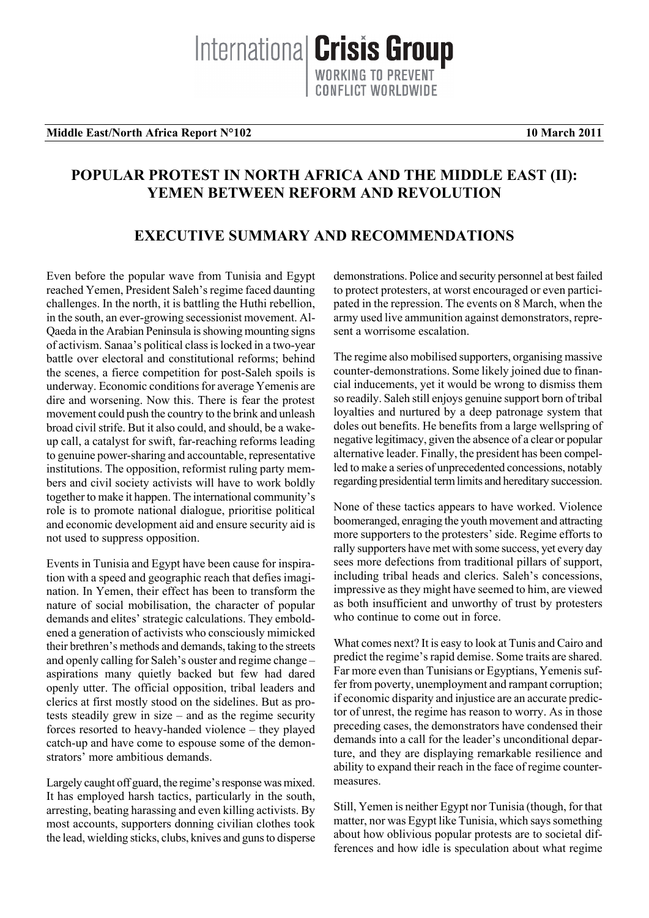**Middle East/North Africa Report N°102** **10 March 2011**

# POPULAR PROTEST IN NORTH AFRICA AND THE MIDDLE EAST (II): YEMEN BETWEEN REFORM AND REVOLUTION

## EXECUTIVE SUMMARY AND RECOMMENDATIONS

Even before the popular wave from Tunisia and Egypt reached Yemen, President Saleh's regime faced daunting challenges. In the north, it is battling the Huthi rebellion, in the south, an ever-growing secessionist movement. Al-Qaeda in the Arabian Peninsula is showing mounting signs of activism. Sanaa's political class is locked in a two-year battle over electoral and constitutional reforms; behind the scenes, a fierce competition for post-Saleh spoils is underway. Economic conditions for average Yemenis are dire and worsening. Now this. There is fear the protest movement could push the country to the brink and unleash broad civil strife. But it also could, and should, be a wake-up call, a catalyst for swift, far-reaching reforms leading to genuine power-sharing and accountable, representative institutions. The opposition, reformist ruling party members and civil society activists will have to work boldly together to make it happen. The international community's role is to promote national dialogue, prioritise political and economic development aid and ensure security aid is not used to suppress opposition.

Events in Tunisia and Egypt have been cause for inspiration with a speed and geographic reach that defies imagination. In Yemen, their effect has been to transform the nature of social mobilisation, the character of popular demands and elites' strategic calculations. They emboldened a generation of activists who consciously mimicked their brethren's methods and demands, taking to the streets and openly calling for Saleh's ouster and regime change – aspirations many quietly backed but few had dared openly utter. The official opposition, tribal leaders and clerics at first mostly stood on the sidelines. But as protests steadily grew in size – and as the regime security forces resorted to heavy-handed violence – they played catch-up and have come to espouse some of the demonstrators' more ambitious demands.

Largely caught off guard, the regime's response was mixed. It has employed harsh tactics, particularly in the south, arresting, beating harassing and even killing activists. By most accounts, supporters donning civilian clothes took the lead, wielding sticks, clubs, knives and guns to disperse demonstrations. Police and security personnel at best failed to protect protesters, at worst encouraged or even participated in the repression. The events on 8 March, when the army used live ammunition against demonstrators, represent a worrisome escalation.

The regime also mobilised supporters, organising massive counter-demonstrations. Some likely joined due to financial inducements, yet it would be wrong to dismiss them so readily. Saleh still enjoys genuine support born of tribal loyalties and nurtured by a deep patronage system that doles out benefits. He benefits from a large wellspring of negative legitimacy, given the absence of a clear or popular alternative leader. Finally, the president has been compelled to make a series of unprecedented concessions, notably regarding presidential term limits and hereditary succession.

None of these tactics appears to have worked. Violence boomeranged, enraging the youth movement and attracting more supporters to the protesters' side. Regime efforts to rally supporters have met with some success, yet every day sees more defections from traditional pillars of support, including tribal heads and clerics. Saleh's concessions, impressive as they might have seemed to him, are viewed as both insufficient and unworthy of trust by protesters who continue to come out in force.

What comes next? It is easy to look at Tunis and Cairo and predict the regime's rapid demise. Some traits are shared. Far more even than Tunisians or Egyptians, Yemenis suffer from poverty, unemployment and rampant corruption; if economic disparity and injustice are an accurate predictor of unrest, the regime has reason to worry. As in those preceding cases, the demonstrators have condensed their demands into a call for the leader's unconditional departure, and they are displaying remarkable resilience and ability to expand their reach in the face of regime countermeasures.

Still, Yemen is neither Egypt nor Tunisia (though, for that matter, nor was Egypt like Tunisia, which says something about how oblivious popular protests are to societal differences and how idle is speculation about what regime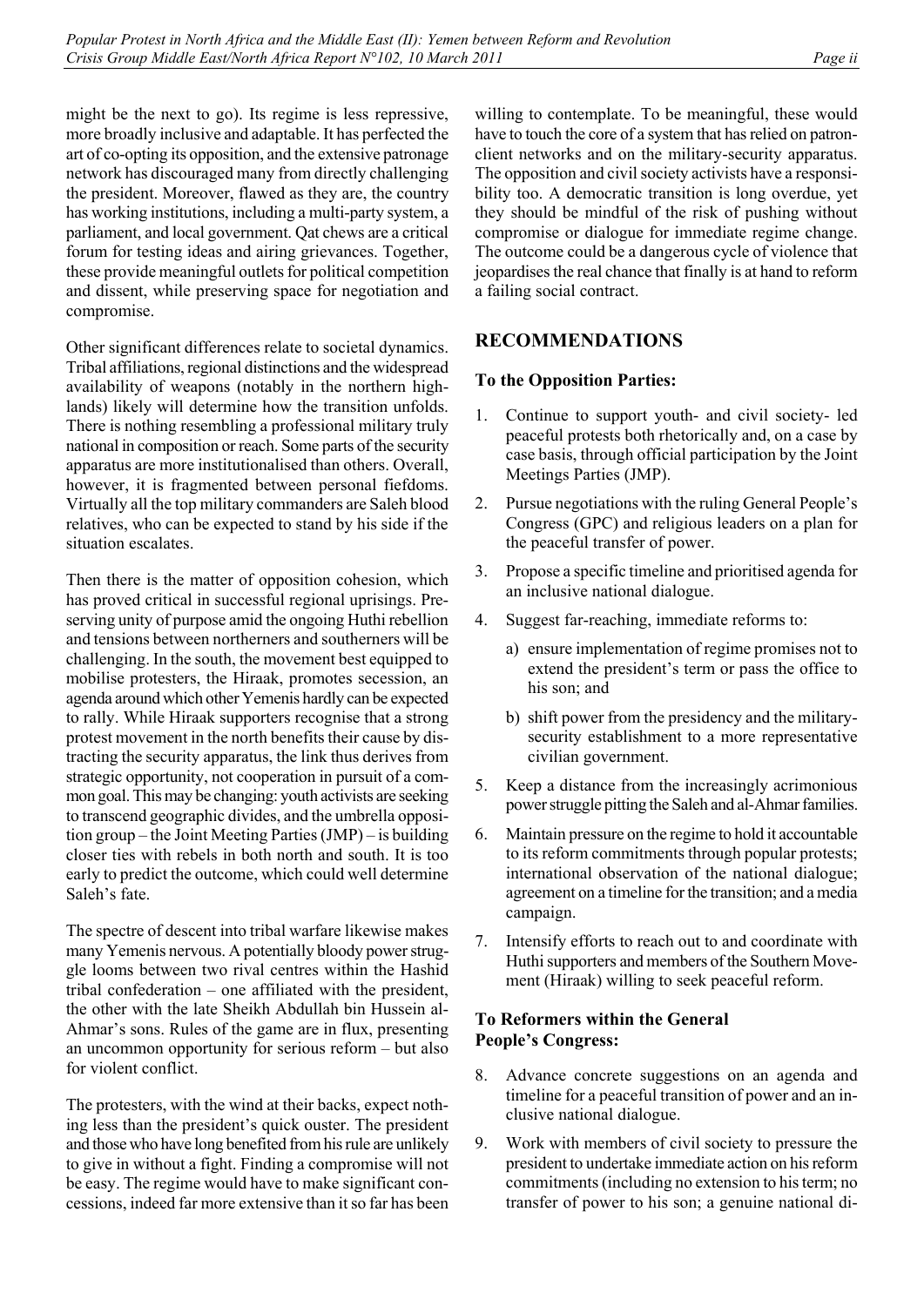might be the next to go). Its regime is less repressive, more broadly inclusive and adaptable. It has perfected the art of co-opting its opposition, and the extensive patronage network has discouraged many from directly challenging the president. Moreover, flawed as they are, the country has working institutions, including a multi-party system, a parliament, and local government. Qat chews are a critical forum for testing ideas and airing grievances. Together, these provide meaningful outlets for political competition and dissent, while preserving space for negotiation and compromise.

Other significant differences relate to societal dynamics. Tribal affiliations, regional distinctions and the widespread availability of weapons (notably in the northern highlands) likely will determine how the transition unfolds. There is nothing resembling a professional military truly national in composition or reach. Some parts of the security apparatus are more institutionalised than others. Overall, however, it is fragmented between personal fiefdoms. Virtually all the top military commanders are Saleh blood relatives, who can be expected to stand by his side if the situation escalates.

Then there is the matter of opposition cohesion, which has proved critical in successful regional uprisings. Preserving unity of purpose amid the ongoing Huthi rebellion and tensions between northerners and southerners will be challenging. In the south, the movement best equipped to mobilise protesters, the Hiraak, promotes secession, an agenda around which other Yemenis hardly can be expected to rally. While Hiraak supporters recognise that a strong protest movement in the north benefits their cause by distracting the security apparatus, the link thus derives from strategic opportunity, not cooperation in pursuit of a common goal. This may be changing: youth activists are seeking to transcend geographic divides, and the umbrella opposition group – the Joint Meeting Parties (JMP) – is building closer ties with rebels in both north and south. It is too early to predict the outcome, which could well determine Saleh's fate.

The spectre of descent into tribal warfare likewise makes many Yemenis nervous. A potentially bloody power struggle looms between two rival centres within the Hashid tribal confederation – one affiliated with the president, the other with the late Sheikh Abdullah bin Hussein al-Ahmar's sons. Rules of the game are in flux, presenting an uncommon opportunity for serious reform – but also for violent conflict.

The protesters, with the wind at their backs, expect nothing less than the president's quick ouster. The president and those who have long benefited from his rule are unlikely to give in without a fight. Finding a compromise will not be easy. The regime would have to make significant concessions, indeed far more extensive than it so far has been willing to contemplate. To be meaningful, these would have to touch the core of a system that has relied on patron-client networks and on the military-security apparatus. The opposition and civil society activists have a responsibility too. A democratic transition is long overdue, yet they should be mindful of the risk of pushing without compromise or dialogue for immediate regime change. The outcome could be a dangerous cycle of violence that jeopardises the real chance that finally is at hand to reform a failing social contract.

## RECOMMENDATIONS

### To the Opposition Parties:

1. Continue to support youth- and civil society- led peaceful protests both rhetorically and, on a case by case basis, through official participation by the Joint Meetings Parties (JMP).
2. Pursue negotiations with the ruling General People's Congress (GPC) and religious leaders on a plan for the peaceful transfer of power.
3. Propose a specific timeline and prioritised agenda for an inclusive national dialogue.
4. Suggest far-reaching, immediate reforms to:
   a) ensure implementation of regime promises not to extend the president's term or pass the office to his son; and
   b) shift power from the presidency and the military-security establishment to a more representative civilian government.
5. Keep a distance from the increasingly acrimonious power struggle pitting the Saleh and al-Ahmar families.
6. Maintain pressure on the regime to hold it accountable to its reform commitments through popular protests; international observation of the national dialogue; agreement on a timeline for the transition; and a media campaign.
7. Intensify efforts to reach out to and coordinate with Huthi supporters and members of the Southern Movement (Hiraak) willing to seek peaceful reform.

### To Reformers within the General People's Congress:

8. Advance concrete suggestions on an agenda and timeline for a peaceful transition of power and an inclusive national dialogue.
9. Work with members of civil society to pressure the president to undertake immediate action on his reform commitments (including no extension to his term; no transfer of power to his son; a genuine national di-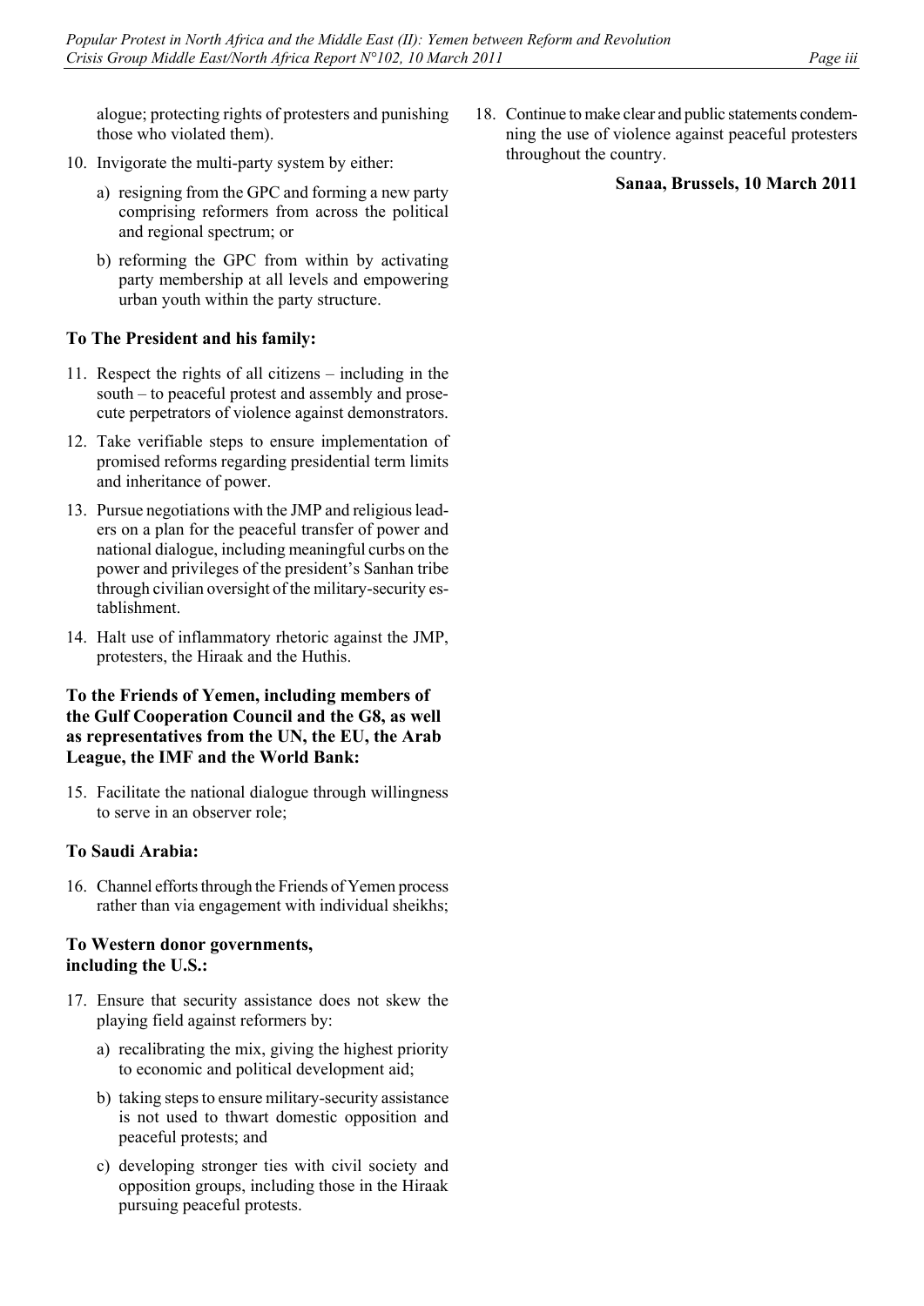alogue; protecting rights of protesters and punishing those who violated them).

10. Invigorate the multi-party system by either:

    a) resigning from the GPC and forming a new party comprising reformers from across the political and regional spectrum; or

    b) reforming the GPC from within by activating party membership at all levels and empowering urban youth within the party structure.

### To The President and his family:

11. Respect the rights of all citizens – including in the south – to peaceful protest and assembly and prosecute perpetrators of violence against demonstrators.

12. Take verifiable steps to ensure implementation of promised reforms regarding presidential term limits and inheritance of power.

13. Pursue negotiations with the JMP and religious leaders on a plan for the peaceful transfer of power and national dialogue, including meaningful curbs on the power and privileges of the president's Sanhan tribe through civilian oversight of the military-security establishment.

14. Halt use of inflammatory rhetoric against the JMP, protesters, the Hiraak and the Huthis.

### To the Friends of Yemen, including members of the Gulf Cooperation Council and the G8, as well as representatives from the UN, the EU, the Arab League, the IMF and the World Bank:

15. Facilitate the national dialogue through willingness to serve in an observer role;

### To Saudi Arabia:

16. Channel efforts through the Friends of Yemen process rather than via engagement with individual sheikhs;

### To Western donor governments, including the U.S.:

17. Ensure that security assistance does not skew the playing field against reformers by:

    a) recalibrating the mix, giving the highest priority to economic and political development aid;

    b) taking steps to ensure military-security assistance is not used to thwart domestic opposition and peaceful protests; and

    c) developing stronger ties with civil society and opposition groups, including those in the Hiraak pursuing peaceful protests.

18. Continue to make clear and public statements condemning the use of violence against peaceful protesters throughout the country.

**Sanaa, Brussels, 10 March 2011**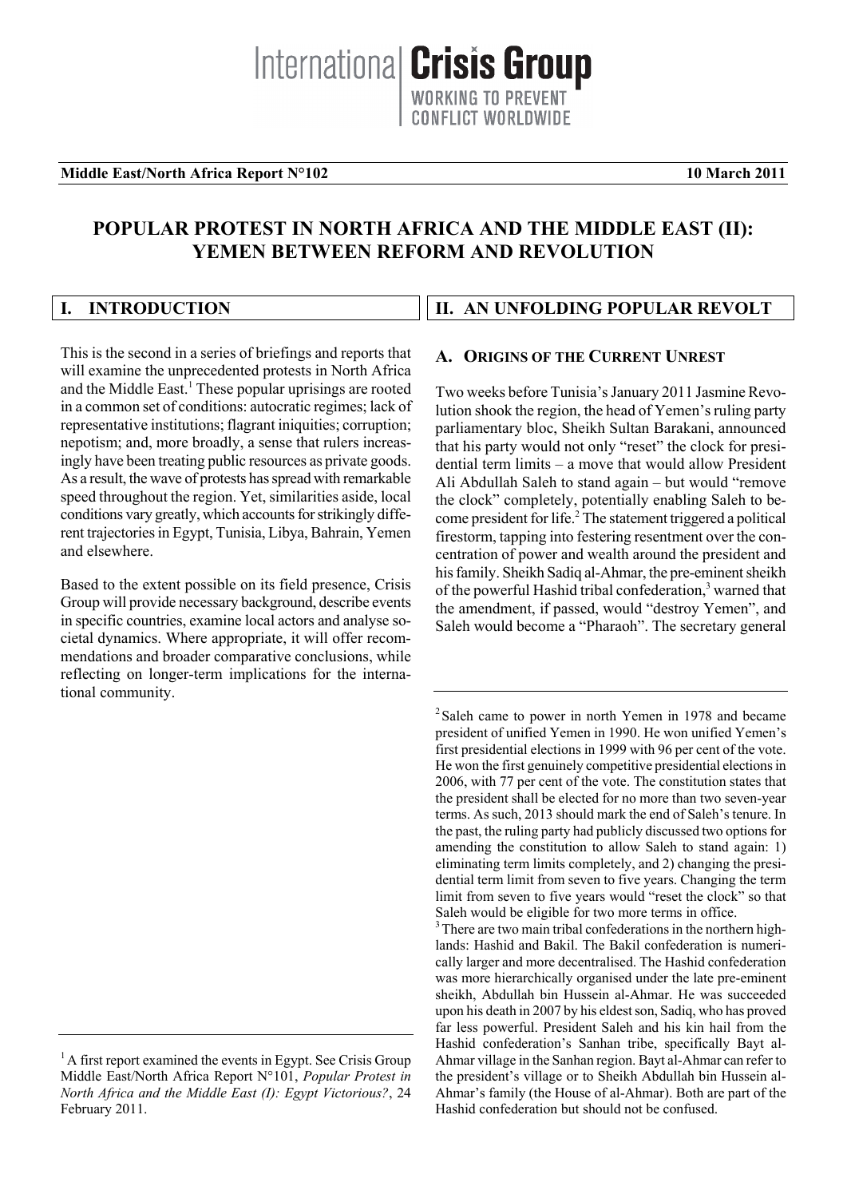International Crisis Group
WORKING TO PREVENT CONFLICT WORLDWIDE

**Middle East/North Africa Report N°102** **10 March 2011**

# POPULAR PROTEST IN NORTH AFRICA AND THE MIDDLE EAST (II): YEMEN BETWEEN REFORM AND REVOLUTION

## I. INTRODUCTION

This is the second in a series of briefings and reports that will examine the unprecedented protests in North Africa and the Middle East.[1] These popular uprisings are rooted in a common set of conditions: autocratic regimes; lack of representative institutions; flagrant iniquities; corruption; nepotism; and, more broadly, a sense that rulers increasingly have been treating public resources as private goods. As a result, the wave of protests has spread with remarkable speed throughout the region. Yet, similarities aside, local conditions vary greatly, which accounts for strikingly different trajectories in Egypt, Tunisia, Libya, Bahrain, Yemen and elsewhere.

Based to the extent possible on its field presence, Crisis Group will provide necessary background, describe events in specific countries, examine local actors and analyse societal dynamics. Where appropriate, it will offer recommendations and broader comparative conclusions, while reflecting on longer-term implications for the international community.

## II. AN UNFOLDING POPULAR REVOLT

### A. ORIGINS OF THE CURRENT UNREST

Two weeks before Tunisia's January 2011 Jasmine Revolution shook the region, the head of Yemen's ruling party parliamentary bloc, Sheikh Sultan Barakani, announced that his party would not only "reset" the clock for presidential term limits – a move that would allow President Ali Abdullah Saleh to stand again – but would "remove the clock" completely, potentially enabling Saleh to become president for life.[2] The statement triggered a political firestorm, tapping into festering resentment over the concentration of power and wealth around the president and his family. Sheikh Sadiq al-Ahmar, the pre-eminent sheikh of the powerful Hashid tribal confederation,[3] warned that the amendment, if passed, would "destroy Yemen", and Saleh would become a "Pharaoh". The secretary general

---

[1] A first report examined the events in Egypt. See Crisis Group Middle East/North Africa Report N°101, *Popular Protest in North Africa and the Middle East (I): Egypt Victorious?*, 24 February 2011.

[2] Saleh came to power in north Yemen in 1978 and became president of unified Yemen in 1990. He won unified Yemen's first presidential elections in 1999 with 96 per cent of the vote. He won the first genuinely competitive presidential elections in 2006, with 77 per cent of the vote. The constitution states that the president shall be elected for no more than two seven-year terms. As such, 2013 should mark the end of Saleh's tenure. In the past, the ruling party had publicly discussed two options for amending the constitution to allow Saleh to stand again: 1) eliminating term limits completely, and 2) changing the presidential term limit from seven to five years. Changing the term limit from seven to five years would "reset the clock" so that Saleh would be eligible for two more terms in office.

[3] There are two main tribal confederations in the northern highlands: Hashid and Bakil. The Bakil confederation is numerically larger and more decentralised. The Hashid confederation was more hierarchically organised under the late pre-eminent sheikh, Abdullah bin Hussein al-Ahmar. He was succeeded upon his death in 2007 by his eldest son, Sadiq, who has proved far less powerful. President Saleh and his kin hail from the Hashid confederation's Sanhan tribe, specifically Bayt al-Ahmar village in the Sanhan region. Bayt al-Ahmar can refer to the president's village or to Sheikh Abdullah bin Hussein al-Ahmar's family (the House of al-Ahmar). Both are part of the Hashid confederation but should not be confused.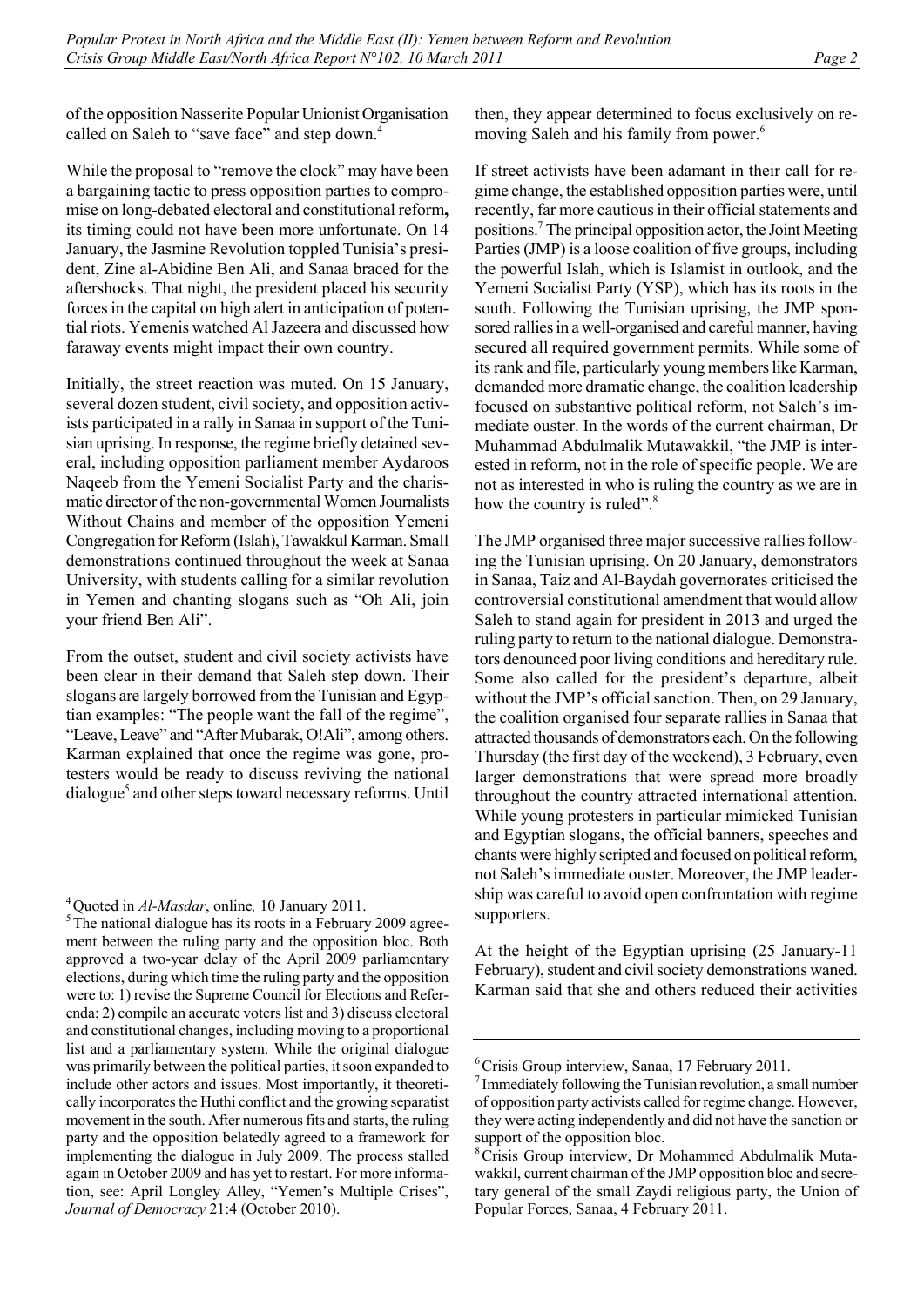of the opposition Nasserite Popular Unionist Organisation called on Saleh to "save face" and step down.[4]

While the proposal to "remove the clock" may have been a bargaining tactic to press opposition parties to compromise on long-debated electoral and constitutional reform**,** its timing could not have been more unfortunate. On 14 January, the Jasmine Revolution toppled Tunisia's president, Zine al-Abidine Ben Ali, and Sanaa braced for the aftershocks. That night, the president placed his security forces in the capital on high alert in anticipation of potential riots. Yemenis watched Al Jazeera and discussed how faraway events might impact their own country.

Initially, the street reaction was muted. On 15 January, several dozen student, civil society, and opposition activists participated in a rally in Sanaa in support of the Tunisian uprising. In response, the regime briefly detained several, including opposition parliament member Aydaroos Naqeeb from the Yemeni Socialist Party and the charismatic director of the non-governmental Women Journalists Without Chains and member of the opposition Yemeni Congregation for Reform (Islah), Tawakkul Karman. Small demonstrations continued throughout the week at Sanaa University, with students calling for a similar revolution in Yemen and chanting slogans such as "Oh Ali, join your friend Ben Ali".

From the outset, student and civil society activists have been clear in their demand that Saleh step down. Their slogans are largely borrowed from the Tunisian and Egyptian examples: "The people want the fall of the regime", "Leave, Leave" and "After Mubarak, O!Ali", among others. Karman explained that once the regime was gone, protesters would be ready to discuss reviving the national dialogue[5] and other steps toward necessary reforms. Until then, they appear determined to focus exclusively on removing Saleh and his family from power.[6]

If street activists have been adamant in their call for regime change, the established opposition parties were, until recently, far more cautious in their official statements and positions.[7] The principal opposition actor, the Joint Meeting Parties (JMP) is a loose coalition of five groups, including the powerful Islah, which is Islamist in outlook, and the Yemeni Socialist Party (YSP), which has its roots in the south. Following the Tunisian uprising, the JMP sponsored rallies in a well-organised and careful manner, having secured all required government permits. While some of its rank and file, particularly young members like Karman, demanded more dramatic change, the coalition leadership focused on substantive political reform, not Saleh's immediate ouster. In the words of the current chairman, Dr Muhammad Abdulmalik Mutawakkil, "the JMP is interested in reform, not in the role of specific people. We are not as interested in who is ruling the country as we are in how the country is ruled".[8]

The JMP organised three major successive rallies following the Tunisian uprising. On 20 January, demonstrators in Sanaa, Taiz and Al-Baydah governorates criticised the controversial constitutional amendment that would allow Saleh to stand again for president in 2013 and urged the ruling party to return to the national dialogue. Demonstrators denounced poor living conditions and hereditary rule. Some also called for the president's departure, albeit without the JMP's official sanction. Then, on 29 January, the coalition organised four separate rallies in Sanaa that attracted thousands of demonstrators each. On the following Thursday (the first day of the weekend), 3 February, even larger demonstrations that were spread more broadly throughout the country attracted international attention. While young protesters in particular mimicked Tunisian and Egyptian slogans, the official banners, speeches and chants were highly scripted and focused on political reform, not Saleh's immediate ouster. Moreover, the JMP leadership was careful to avoid open confrontation with regime supporters.

At the height of the Egyptian uprising (25 January-11 February), student and civil society demonstrations waned. Karman said that she and others reduced their activities

---

[4] Quoted in *Al-Masdar*, online*,* 10 January 2011.

[5] The national dialogue has its roots in a February 2009 agreement between the ruling party and the opposition bloc. Both approved a two-year delay of the April 2009 parliamentary elections, during which time the ruling party and the opposition were to: 1) revise the Supreme Council for Elections and Referenda; 2) compile an accurate voters list and 3) discuss electoral and constitutional changes, including moving to a proportional list and a parliamentary system. While the original dialogue was primarily between the political parties, it soon expanded to include other actors and issues. Most importantly, it theoretically incorporates the Huthi conflict and the growing separatist movement in the south. After numerous fits and starts, the ruling party and the opposition belatedly agreed to a framework for implementing the dialogue in July 2009. The process stalled again in October 2009 and has yet to restart. For more information, see: April Longley Alley, "Yemen's Multiple Crises", *Journal of Democracy* 21:4 (October 2010).

[6] Crisis Group interview, Sanaa, 17 February 2011.

[7] Immediately following the Tunisian revolution, a small number of opposition party activists called for regime change. However, they were acting independently and did not have the sanction or support of the opposition bloc.

[8] Crisis Group interview, Dr Mohammed Abdulmalik Mutawakkil, current chairman of the JMP opposition bloc and secretary general of the small Zaydi religious party, the Union of Popular Forces, Sanaa, 4 February 2011.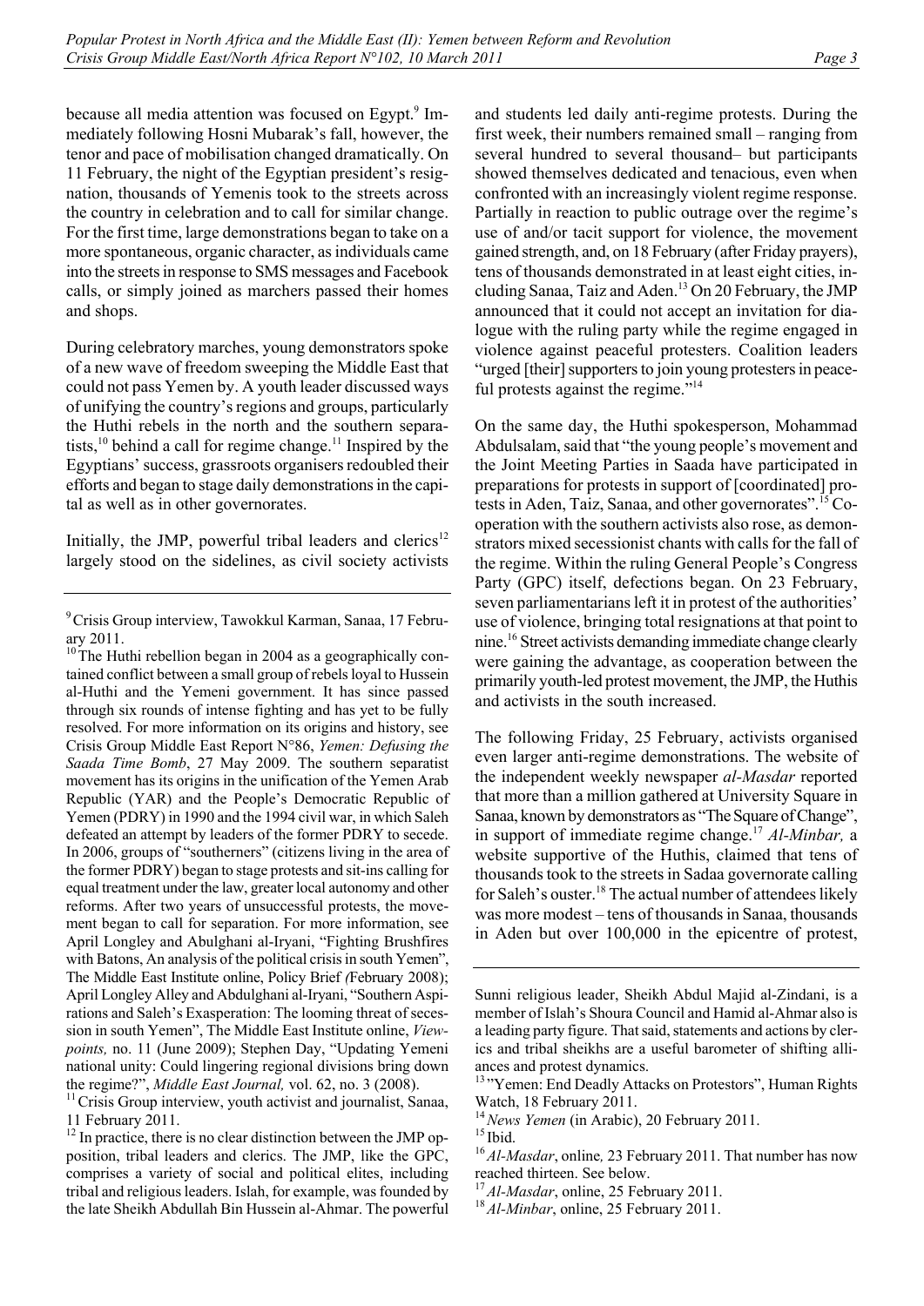because all media attention was focused on Egypt.[9] Immediately following Hosni Mubarak's fall, however, the tenor and pace of mobilisation changed dramatically. On 11 February, the night of the Egyptian president's resignation, thousands of Yemenis took to the streets across the country in celebration and to call for similar change. For the first time, large demonstrations began to take on a more spontaneous, organic character, as individuals came into the streets in response to SMS messages and Facebook calls, or simply joined as marchers passed their homes and shops.

During celebratory marches, young demonstrators spoke of a new wave of freedom sweeping the Middle East that could not pass Yemen by. A youth leader discussed ways of unifying the country's regions and groups, particularly the Huthi rebels in the north and the southern separatists,[10] behind a call for regime change.[11] Inspired by the Egyptians' success, grassroots organisers redoubled their efforts and began to stage daily demonstrations in the capital as well as in other governorates.

Initially, the JMP, powerful tribal leaders and clerics[12] largely stood on the sidelines, as civil society activists and students led daily anti-regime protests. During the first week, their numbers remained small – ranging from several hundred to several thousand– but participants showed themselves dedicated and tenacious, even when confronted with an increasingly violent regime response. Partially in reaction to public outrage over the regime's use of and/or tacit support for violence, the movement gained strength, and, on 18 February (after Friday prayers), tens of thousands demonstrated in at least eight cities, including Sanaa, Taiz and Aden.[13] On 20 February, the JMP announced that it could not accept an invitation for dialogue with the ruling party while the regime engaged in violence against peaceful protesters. Coalition leaders "urged [their] supporters to join young protesters in peaceful protests against the regime."[14]

On the same day, the Huthi spokesperson, Mohammad Abdulsalam, said that "the young people's movement and the Joint Meeting Parties in Saada have participated in preparations for protests in support of [coordinated] protests in Aden, Taiz, Sanaa, and other governorates".[15] Cooperation with the southern activists also rose, as demonstrators mixed secessionist chants with calls for the fall of the regime. Within the ruling General People's Congress Party (GPC) itself, defections began. On 23 February, seven parliamentarians left it in protest of the authorities' use of violence, bringing total resignations at that point to nine.[16] Street activists demanding immediate change clearly were gaining the advantage, as cooperation between the primarily youth-led protest movement, the JMP, the Huthis and activists in the south increased.

The following Friday, 25 February, activists organised even larger anti-regime demonstrations. The website of the independent weekly newspaper *al-Masdar* reported that more than a million gathered at University Square in Sanaa, known by demonstrators as "The Square of Change", in support of immediate regime change.[17] *Al-Minbar,* a website supportive of the Huthis, claimed that tens of thousands took to the streets in Sadaa governorate calling for Saleh's ouster.[18] The actual number of attendees likely was more modest – tens of thousands in Sanaa, thousands in Aden but over 100,000 in the epicentre of protest,

---

[9] Crisis Group interview, Tawokkul Karman, Sanaa, 17 February 2011.

[10] The Huthi rebellion began in 2004 as a geographically contained conflict between a small group of rebels loyal to Hussein al-Huthi and the Yemeni government. It has since passed through six rounds of intense fighting and has yet to be fully resolved. For more information on its origins and history, see Crisis Group Middle East Report N°86, *Yemen: Defusing the Saada Time Bomb*, 27 May 2009. The southern separatist movement has its origins in the unification of the Yemen Arab Republic (YAR) and the People's Democratic Republic of Yemen (PDRY) in 1990 and the 1994 civil war, in which Saleh defeated an attempt by leaders of the former PDRY to secede. In 2006, groups of "southerners" (citizens living in the area of the former PDRY) began to stage protests and sit-ins calling for equal treatment under the law, greater local autonomy and other reforms. After two years of unsuccessful protests, the movement began to call for separation. For more information, see April Longley and Abulghani al-Iryani, "Fighting Brushfires with Batons, An analysis of the political crisis in south Yemen", The Middle East Institute online, Policy Brief *(*February 2008); April Longley Alley and Abdulghani al-Iryani, "Southern Aspirations and Saleh's Exasperation: The looming threat of secession in south Yemen", The Middle East Institute online, *Viewpoints,* no. 11 (June 2009); Stephen Day, "Updating Yemeni national unity: Could lingering regional divisions bring down the regime?", *Middle East Journal,* vol. 62, no. 3 (2008).

[11] Crisis Group interview, youth activist and journalist, Sanaa, 11 February 2011.

[12] In practice, there is no clear distinction between the JMP opposition, tribal leaders and clerics. The JMP, like the GPC, comprises a variety of social and political elites, including tribal and religious leaders. Islah, for example, was founded by the late Sheikh Abdullah Bin Hussein al-Ahmar. The powerful Sunni religious leader, Sheikh Abdul Majid al-Zindani, is a member of Islah's Shoura Council and Hamid al-Ahmar also is a leading party figure. That said, statements and actions by clerics and tribal sheikhs are a useful barometer of shifting alliances and protest dynamics.

[13] "Yemen: End Deadly Attacks on Protestors", Human Rights Watch, 18 February 2011.

[14] *News Yemen* (in Arabic), 20 February 2011.

[15] Ibid.

[16] *Al-Masdar*, online*,* 23 February 2011. That number has now reached thirteen. See below.

[17] *Al-Masdar*, online, 25 February 2011.

[18] *Al-Minbar*, online, 25 February 2011.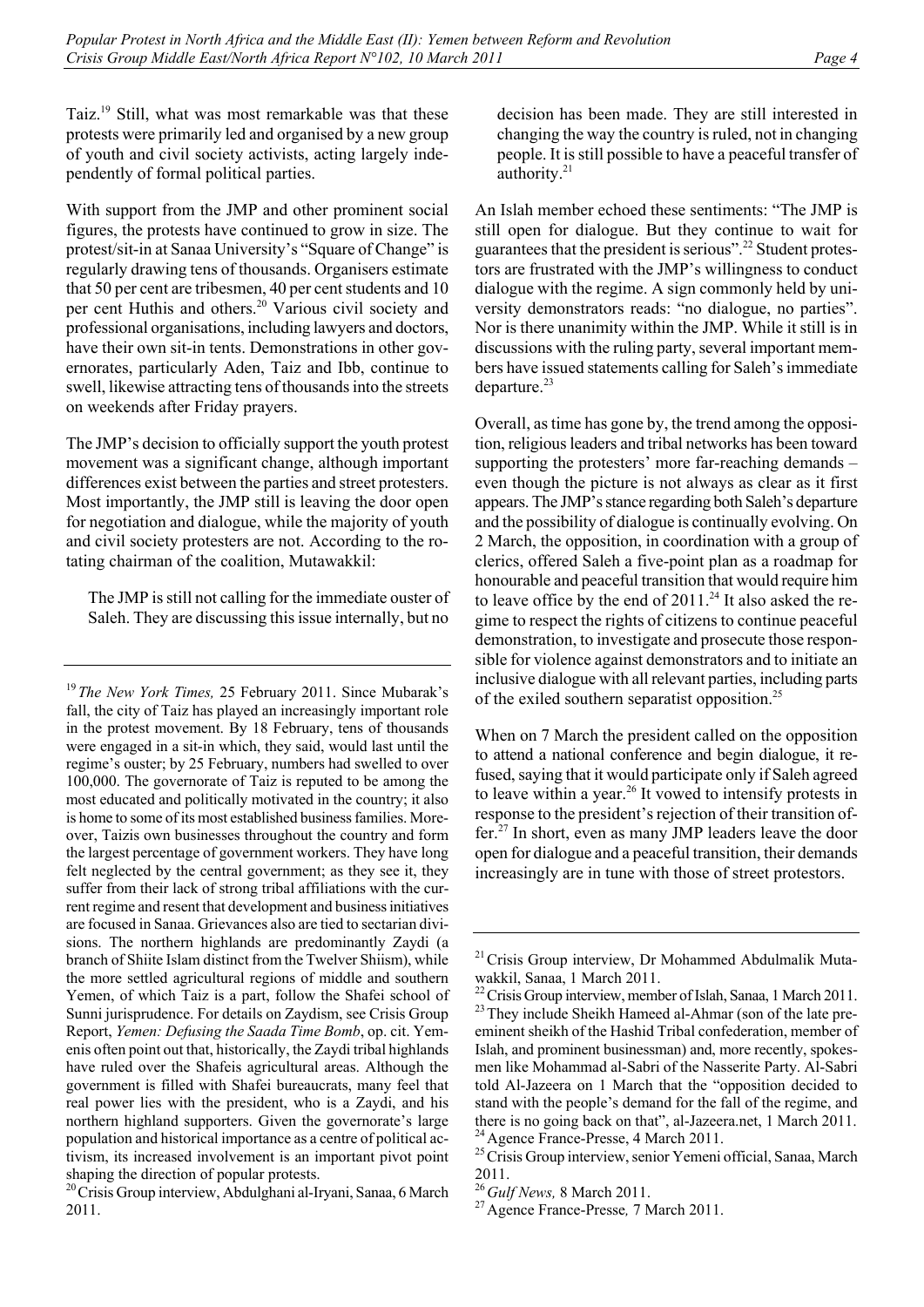Taiz.[19] Still, what was most remarkable was that these protests were primarily led and organised by a new group of youth and civil society activists, acting largely independently of formal political parties.

With support from the JMP and other prominent social figures, the protests have continued to grow in size. The protest/sit-in at Sanaa University's "Square of Change" is regularly drawing tens of thousands. Organisers estimate that 50 per cent are tribesmen, 40 per cent students and 10 per cent Huthis and others.[20] Various civil society and professional organisations, including lawyers and doctors, have their own sit-in tents. Demonstrations in other governorates, particularly Aden, Taiz and Ibb, continue to swell, likewise attracting tens of thousands into the streets on weekends after Friday prayers.

The JMP's decision to officially support the youth protest movement was a significant change, although important differences exist between the parties and street protesters. Most importantly, the JMP still is leaving the door open for negotiation and dialogue, while the majority of youth and civil society protesters are not. According to the rotating chairman of the coalition, Mutawakkil:

> The JMP is still not calling for the immediate ouster of Saleh. They are discussing this issue internally, but no decision has been made. They are still interested in changing the way the country is ruled, not in changing people. It is still possible to have a peaceful transfer of authority.[21]

An Islah member echoed these sentiments: "The JMP is still open for dialogue. But they continue to wait for guarantees that the president is serious".[22] Student protestors are frustrated with the JMP's willingness to conduct dialogue with the regime. A sign commonly held by university demonstrators reads: "no dialogue, no parties". Nor is there unanimity within the JMP. While it still is in discussions with the ruling party, several important members have issued statements calling for Saleh's immediate departure.[23]

Overall, as time has gone by, the trend among the opposition, religious leaders and tribal networks has been toward supporting the protesters' more far-reaching demands – even though the picture is not always as clear as it first appears. The JMP's stance regarding both Saleh's departure and the possibility of dialogue is continually evolving. On 2 March, the opposition, in coordination with a group of clerics, offered Saleh a five-point plan as a roadmap for honourable and peaceful transition that would require him to leave office by the end of 2011.[24] It also asked the regime to respect the rights of citizens to continue peaceful demonstration, to investigate and prosecute those responsible for violence against demonstrators and to initiate an inclusive dialogue with all relevant parties, including parts of the exiled southern separatist opposition.[25]

When on 7 March the president called on the opposition to attend a national conference and begin dialogue, it refused, saying that it would participate only if Saleh agreed to leave within a year.[26] It vowed to intensify protests in response to the president's rejection of their transition offer.[27] In short, even as many JMP leaders leave the door open for dialogue and a peaceful transition, their demands increasingly are in tune with those of street protestors.

---

[19] *The New York Times,* 25 February 2011. Since Mubarak's fall, the city of Taiz has played an increasingly important role in the protest movement. By 18 February, tens of thousands were engaged in a sit-in which, they said, would last until the regime's ouster; by 25 February, numbers had swelled to over 100,000. The governorate of Taiz is reputed to be among the most educated and politically motivated in the country; it also is home to some of its most established business families. Moreover, Taizis own businesses throughout the country and form the largest percentage of government workers. They have long felt neglected by the central government; as they see it, they suffer from their lack of strong tribal affiliations with the current regime and resent that development and business initiatives are focused in Sanaa. Grievances also are tied to sectarian divisions. The northern highlands are predominantly Zaydi (a branch of Shiite Islam distinct from the Twelver Shiism), while the more settled agricultural regions of middle and southern Yemen, of which Taiz is a part, follow the Shafei school of Sunni jurisprudence. For details on Zaydism, see Crisis Group Report, *Yemen: Defusing the Saada Time Bomb*, op. cit. Yemenis often point out that, historically, the Zaydi tribal highlands have ruled over the Shafeis agricultural areas. Although the government is filled with Shafei bureaucrats, many feel that real power lies with the president, who is a Zaydi, and his northern highland supporters. Given the governorate's large population and historical importance as a centre of political activism, its increased involvement is an important pivot point shaping the direction of popular protests.

[20] Crisis Group interview, Abdulghani al-Iryani, Sanaa, 6 March 2011.

[21] Crisis Group interview, Dr Mohammed Abdulmalik Mutawakkil, Sanaa, 1 March 2011.

[22] Crisis Group interview, member of Islah, Sanaa, 1 March 2011.

[23] They include Sheikh Hameed al-Ahmar (son of the late preeminent sheikh of the Hashid Tribal confederation, member of Islah, and prominent businessman) and, more recently, spokesmen like Mohammad al-Sabri of the Nasserite Party. Al-Sabri told Al-Jazeera on 1 March that the "opposition decided to stand with the people's demand for the fall of the regime, and there is no going back on that", al-Jazeera.net, 1 March 2011.

[24] Agence France-Presse, 4 March 2011.

[25] Crisis Group interview, senior Yemeni official, Sanaa, March 2011.

[26] *Gulf News,* 8 March 2011.

[27] Agence France-Presse*,* 7 March 2011.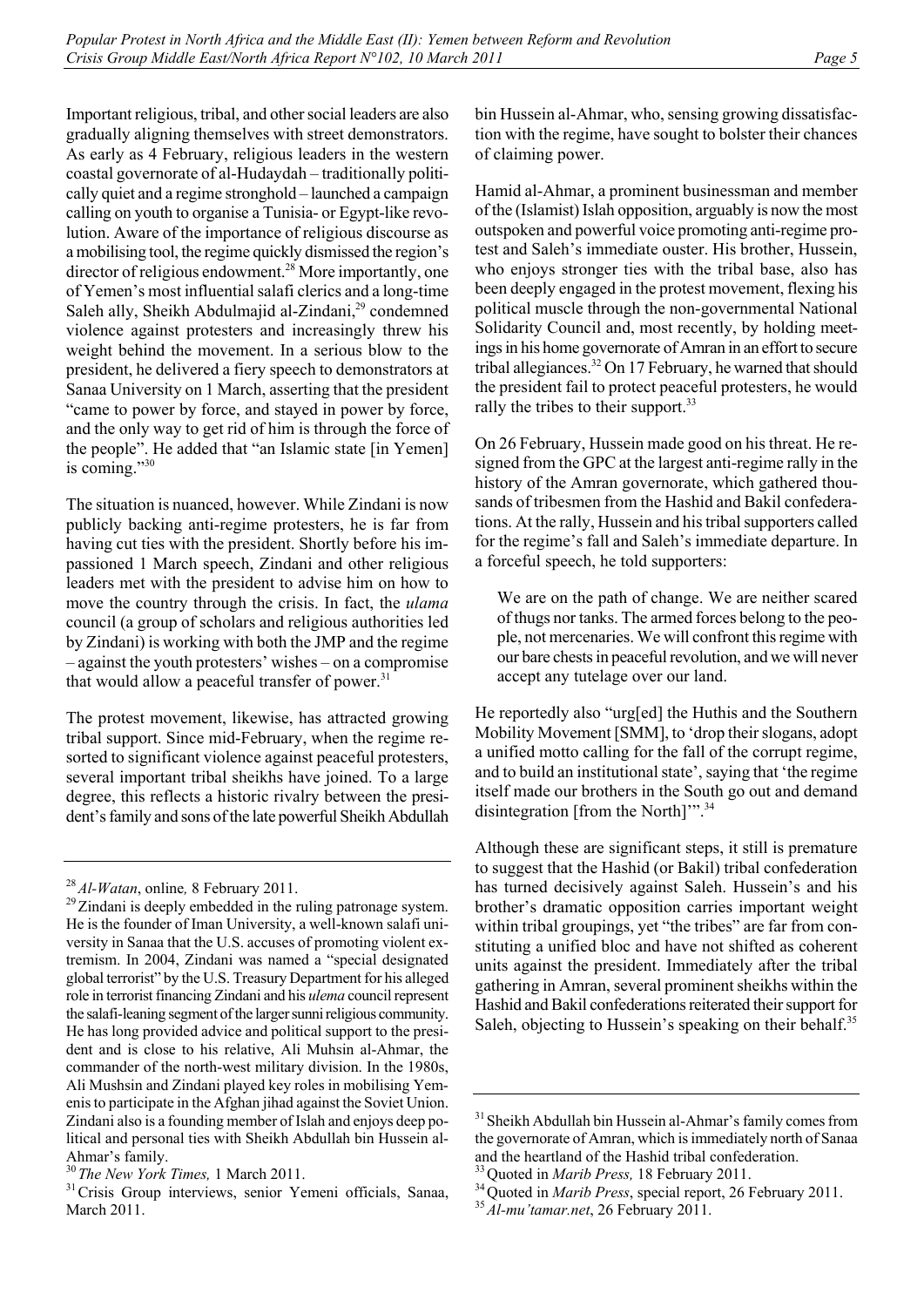Important religious, tribal, and other social leaders are also gradually aligning themselves with street demonstrators. As early as 4 February, religious leaders in the western coastal governorate of al-Hudaydah – traditionally politically quiet and a regime stronghold – launched a campaign calling on youth to organise a Tunisia- or Egypt-like revolution. Aware of the importance of religious discourse as a mobilising tool, the regime quickly dismissed the region's director of religious endowment.[28] More importantly, one of Yemen's most influential salafi clerics and a long-time Saleh ally, Sheikh Abdulmajid al-Zindani,[29] condemned violence against protesters and increasingly threw his weight behind the movement. In a serious blow to the president, he delivered a fiery speech to demonstrators at Sanaa University on 1 March, asserting that the president "came to power by force, and stayed in power by force, and the only way to get rid of him is through the force of the people". He added that "an Islamic state [in Yemen] is coming."[30]

The situation is nuanced, however. While Zindani is now publicly backing anti-regime protesters, he is far from having cut ties with the president. Shortly before his impassioned 1 March speech, Zindani and other religious leaders met with the president to advise him on how to move the country through the crisis. In fact, the *ulama* council (a group of scholars and religious authorities led by Zindani) is working with both the JMP and the regime – against the youth protesters' wishes – on a compromise that would allow a peaceful transfer of power.[31]

The protest movement, likewise, has attracted growing tribal support. Since mid-February, when the regime resorted to significant violence against peaceful protesters, several important tribal sheikhs have joined. To a large degree, this reflects a historic rivalry between the president's family and sons of the late powerful Sheikh Abdullah bin Hussein al-Ahmar, who, sensing growing dissatisfaction with the regime, have sought to bolster their chances of claiming power.

Hamid al-Ahmar, a prominent businessman and member of the (Islamist) Islah opposition, arguably is now the most outspoken and powerful voice promoting anti-regime protest and Saleh's immediate ouster. His brother, Hussein, who enjoys stronger ties with the tribal base, also has been deeply engaged in the protest movement, flexing his political muscle through the non-governmental National Solidarity Council and, most recently, by holding meetings in his home governorate of Amran in an effort to secure tribal allegiances.[32] On 17 February, he warned that should the president fail to protect peaceful protesters, he would rally the tribes to their support.[33]

On 26 February, Hussein made good on his threat. He resigned from the GPC at the largest anti-regime rally in the history of the Amran governorate, which gathered thousands of tribesmen from the Hashid and Bakil confederations. At the rally, Hussein and his tribal supporters called for the regime's fall and Saleh's immediate departure. In a forceful speech, he told supporters:

> We are on the path of change. We are neither scared of thugs nor tanks. The armed forces belong to the people, not mercenaries. We will confront this regime with our bare chests in peaceful revolution, and we will never accept any tutelage over our land.

He reportedly also "urg[ed] the Huthis and the Southern Mobility Movement [SMM], to 'drop their slogans, adopt a unified motto calling for the fall of the corrupt regime, and to build an institutional state', saying that 'the regime itself made our brothers in the South go out and demand disintegration [from the North]'".[34]

Although these are significant steps, it still is premature to suggest that the Hashid (or Bakil) tribal confederation has turned decisively against Saleh. Hussein's and his brother's dramatic opposition carries important weight within tribal groupings, yet "the tribes" are far from constituting a unified bloc and have not shifted as coherent units against the president. Immediately after the tribal gathering in Amran, several prominent sheikhs within the Hashid and Bakil confederations reiterated their support for Saleh, objecting to Hussein's speaking on their behalf.[35]

---

[28] *Al-Watan*, online*,* 8 February 2011.

[29] Zindani is deeply embedded in the ruling patronage system. He is the founder of Iman University, a well-known salafi university in Sanaa that the U.S. accuses of promoting violent extremism. In 2004, Zindani was named a "special designated global terrorist" by the U.S. Treasury Department for his alleged role in terrorist financing Zindani and his *ulema* council represent the salafi-leaning segment of the larger sunni religious community. He has long provided advice and political support to the president and is close to his relative, Ali Muhsin al-Ahmar, the commander of the north-west military division. In the 1980s, Ali Mushsin and Zindani played key roles in mobilising Yemenis to participate in the Afghan jihad against the Soviet Union. Zindani also is a founding member of Islah and enjoys deep political and personal ties with Sheikh Abdullah bin Hussein al-Ahmar's family.

[30] *The New York Times,* 1 March 2011.

[31] Crisis Group interviews, senior Yemeni officials, Sanaa, March 2011.

[32] Sheikh Abdullah bin Hussein al-Ahmar's family comes from the governorate of Amran, which is immediately north of Sanaa and the heartland of the Hashid tribal confederation.

[33] Quoted in *Marib Press,* 18 February 2011.

[34] Quoted in *Marib Press*, special report, 26 February 2011.

[35] *Al-mu'tamar.net*, 26 February 2011.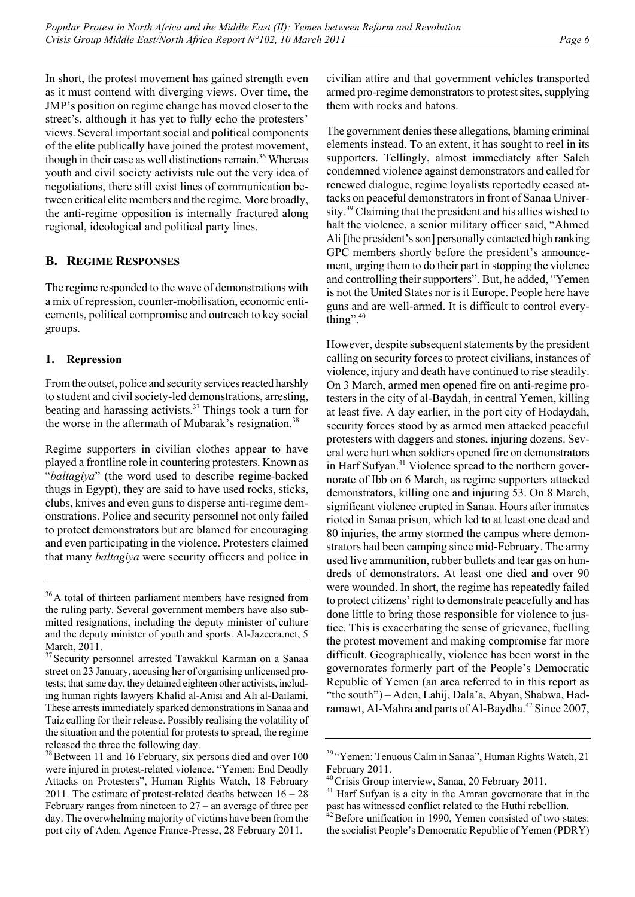In short, the protest movement has gained strength even as it must contend with diverging views. Over time, the JMP's position on regime change has moved closer to the street's, although it has yet to fully echo the protesters' views. Several important social and political components of the elite publically have joined the protest movement, though in their case as well distinctions remain.[36] Whereas youth and civil society activists rule out the very idea of negotiations, there still exist lines of communication between critical elite members and the regime. More broadly, the anti-regime opposition is internally fractured along regional, ideological and political party lines.

## B. Regime Responses

The regime responded to the wave of demonstrations with a mix of repression, counter-mobilisation, economic enticements, political compromise and outreach to key social groups.

### 1. Repression

From the outset, police and security services reacted harshly to student and civil society-led demonstrations, arresting, beating and harassing activists.[37] Things took a turn for the worse in the aftermath of Mubarak's resignation.[38]

Regime supporters in civilian clothes appear to have played a frontline role in countering protesters. Known as "*baltagiya*" (the word used to describe regime-backed thugs in Egypt), they are said to have used rocks, sticks, clubs, knives and even guns to disperse anti-regime demonstrations. Police and security personnel not only failed to protect demonstrators but are blamed for encouraging and even participating in the violence. Protesters claimed that many *baltagiya* were security officers and police in civilian attire and that government vehicles transported armed pro-regime demonstrators to protest sites, supplying them with rocks and batons.

The government denies these allegations, blaming criminal elements instead. To an extent, it has sought to reel in its supporters. Tellingly, almost immediately after Saleh condemned violence against demonstrators and called for renewed dialogue, regime loyalists reportedly ceased attacks on peaceful demonstrators in front of Sanaa University.[39] Claiming that the president and his allies wished to halt the violence, a senior military officer said, "Ahmed Ali [the president's son] personally contacted high ranking GPC members shortly before the president's announcement, urging them to do their part in stopping the violence and controlling their supporters". But, he added, "Yemen is not the United States nor is it Europe. People here have guns and are well-armed. It is difficult to control everything".[40]

However, despite subsequent statements by the president calling on security forces to protect civilians, instances of violence, injury and death have continued to rise steadily. On 3 March, armed men opened fire on anti-regime protesters in the city of al-Baydah, in central Yemen, killing at least five. A day earlier, in the port city of Hodaydah, security forces stood by as armed men attacked peaceful protesters with daggers and stones, injuring dozens. Several were hurt when soldiers opened fire on demonstrators in Harf Sufyan.[41] Violence spread to the northern governorate of Ibb on 6 March, as regime supporters attacked demonstrators, killing one and injuring 53. On 8 March, significant violence erupted in Sanaa. Hours after inmates rioted in Sanaa prison, which led to at least one dead and 80 injuries, the army stormed the campus where demonstrators had been camping since mid-February. The army used live ammunition, rubber bullets and tear gas on hundreds of demonstrators. At least one died and over 90 were wounded. In short, the regime has repeatedly failed to protect citizens' right to demonstrate peacefully and has done little to bring those responsible for violence to justice. This is exacerbating the sense of grievance, fuelling the protest movement and making compromise far more difficult. Geographically, violence has been worst in the governorates formerly part of the People's Democratic Republic of Yemen (an area referred to in this report as "the south") – Aden, Lahij, Dala'a, Abyan, Shabwa, Hadramawt, Al-Mahra and parts of Al-Baydha.[42] Since 2007,

---

[36] A total of thirteen parliament members have resigned from the ruling party. Several government members have also submitted resignations, including the deputy minister of culture and the deputy minister of youth and sports. Al-Jazeera.net, 5 March, 2011.

[37] Security personnel arrested Tawakkul Karman on a Sanaa street on 23 January, accusing her of organising unlicensed protests; that same day, they detained eighteen other activists, including human rights lawyers Khalid al-Anisi and Ali al-Dailami. These arrests immediately sparked demonstrations in Sanaa and Taiz calling for their release. Possibly realising the volatility of the situation and the potential for protests to spread, the regime released the three the following day.

[38] Between 11 and 16 February, six persons died and over 100 were injured in protest-related violence. "Yemen: End Deadly Attacks on Protesters", Human Rights Watch, 18 February 2011. The estimate of protest-related deaths between 16 – 28 February ranges from nineteen to 27 – an average of three per day. The overwhelming majority of victims have been from the port city of Aden. Agence France-Presse, 28 February 2011.

[39] "Yemen: Tenuous Calm in Sanaa", Human Rights Watch, 21 February 2011.

[40] Crisis Group interview, Sanaa, 20 February 2011.

[41] Harf Sufyan is a city in the Amran governorate that in the past has witnessed conflict related to the Huthi rebellion.

[42] Before unification in 1990, Yemen consisted of two states: the socialist People's Democratic Republic of Yemen (PDRY)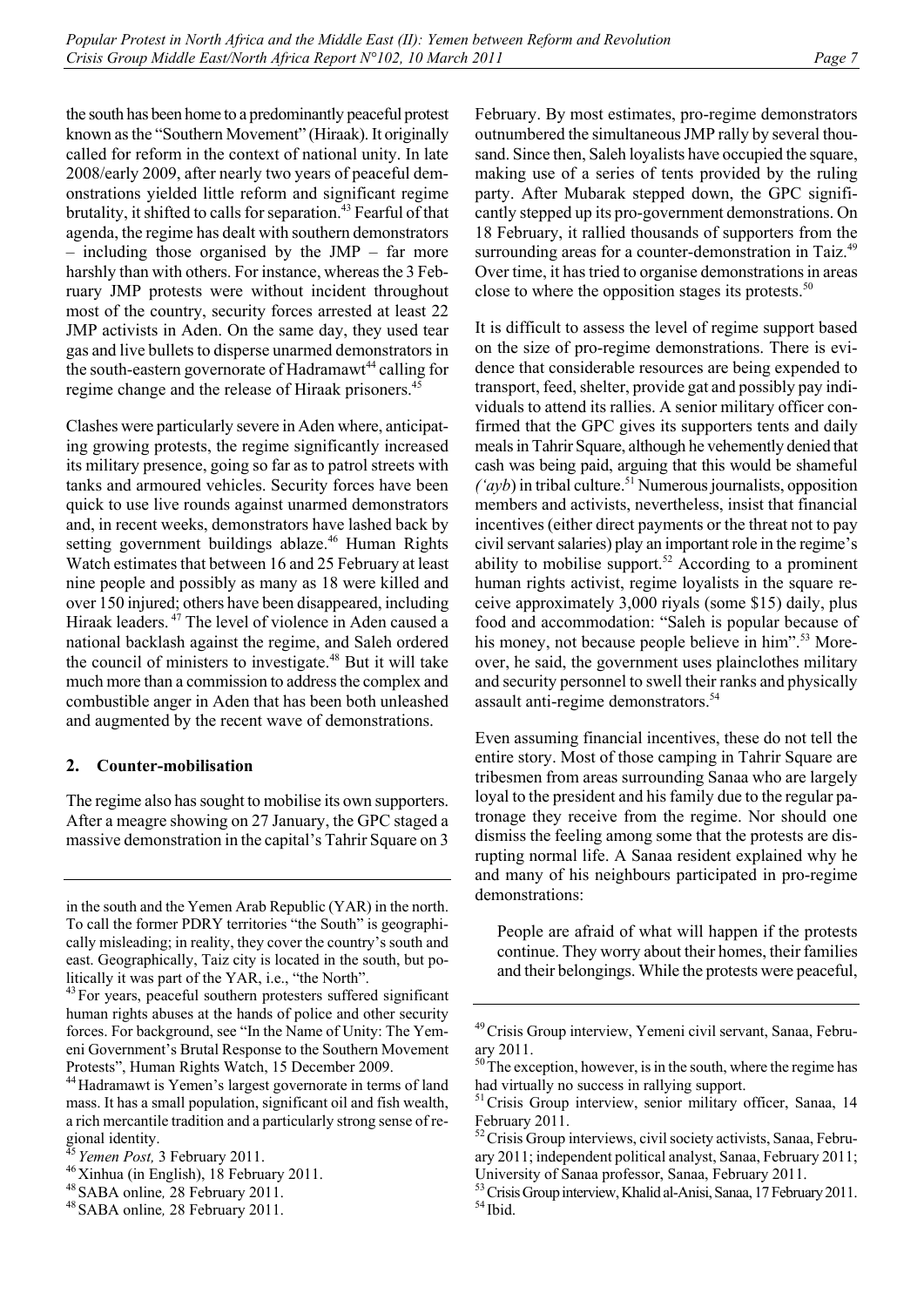the south has been home to a predominantly peaceful protest known as the "Southern Movement" (Hiraak). It originally called for reform in the context of national unity. In late 2008/early 2009, after nearly two years of peaceful demonstrations yielded little reform and significant regime brutality, it shifted to calls for separation.[43] Fearful of that agenda, the regime has dealt with southern demonstrators – including those organised by the JMP – far more harshly than with others. For instance, whereas the 3 February JMP protests were without incident throughout most of the country, security forces arrested at least 22 JMP activists in Aden. On the same day, they used tear gas and live bullets to disperse unarmed demonstrators in the south-eastern governorate of Hadramawt[44] calling for regime change and the release of Hiraak prisoners.[45]

Clashes were particularly severe in Aden where, anticipating growing protests, the regime significantly increased its military presence, going so far as to patrol streets with tanks and armoured vehicles. Security forces have been quick to use live rounds against unarmed demonstrators and, in recent weeks, demonstrators have lashed back by setting government buildings ablaze.[46] Human Rights Watch estimates that between 16 and 25 February at least nine people and possibly as many as 18 were killed and over 150 injured; others have been disappeared, including Hiraak leaders.[47] The level of violence in Aden caused a national backlash against the regime, and Saleh ordered the council of ministers to investigate.[48] But it will take much more than a commission to address the complex and combustible anger in Aden that has been both unleashed and augmented by the recent wave of demonstrations.

### 2. Counter-mobilisation

The regime also has sought to mobilise its own supporters. After a meagre showing on 27 January, the GPC staged a massive demonstration in the capital's Tahrir Square on 3 February. By most estimates, pro-regime demonstrators outnumbered the simultaneous JMP rally by several thousand. Since then, Saleh loyalists have occupied the square, making use of a series of tents provided by the ruling party. After Mubarak stepped down, the GPC significantly stepped up its pro-government demonstrations. On 18 February, it rallied thousands of supporters from the surrounding areas for a counter-demonstration in Taiz.[49] Over time, it has tried to organise demonstrations in areas close to where the opposition stages its protests.[50]

It is difficult to assess the level of regime support based on the size of pro-regime demonstrations. There is evidence that considerable resources are being expended to transport, feed, shelter, provide qat and possibly pay individuals to attend its rallies. A senior military officer confirmed that the GPC gives its supporters tents and daily meals in Tahrir Square, although he vehemently denied that cash was being paid, arguing that this would be shameful (*'ayb*) in tribal culture.[51] Numerous journalists, opposition members and activists, nevertheless, insist that financial incentives (either direct payments or the threat not to pay civil servant salaries) play an important role in the regime's ability to mobilise support.[52] According to a prominent human rights activist, regime loyalists in the square receive approximately 3,000 riyals (some $15) daily, plus food and accommodation: "Saleh is popular because of his money, not because people believe in him".[53] Moreover, he said, the government uses plainclothes military and security personnel to swell their ranks and physically assault anti-regime demonstrators.[54]

Even assuming financial incentives, these do not tell the entire story. Most of those camping in Tahrir Square are tribesmen from areas surrounding Sanaa who are largely loyal to the president and his family due to the regular patronage they receive from the regime. Nor should one dismiss the feeling among some that the protests are disrupting normal life. A Sanaa resident explained why he and many of his neighbours participated in pro-regime demonstrations:

> People are afraid of what will happen if the protests continue. They worry about their homes, their families and their belongings. While the protests were peaceful,

---

in the south and the Yemen Arab Republic (YAR) in the north. To call the former PDRY territories "the South" is geographically misleading; in reality, they cover the country's south and east. Geographically, Taiz city is located in the south, but politically it was part of the YAR, i.e., "the North".

[43] For years, peaceful southern protesters suffered significant human rights abuses at the hands of police and other security forces. For background, see "In the Name of Unity: The Yemeni Government's Brutal Response to the Southern Movement Protests", Human Rights Watch, 15 December 2009.

[44] Hadramawt is Yemen's largest governorate in terms of land mass. It has a small population, significant oil and fish wealth, a rich mercantile tradition and a particularly strong sense of regional identity.

[45] *Yemen Post,* 3 February 2011.

[46] Xinhua (in English), 18 February 2011.

[48] SABA online*,* 28 February 2011.

[48] SABA online*,* 28 February 2011.

[49] Crisis Group interview, Yemeni civil servant, Sanaa, February 2011.

[50] The exception, however, is in the south, where the regime has had virtually no success in rallying support.

[51] Crisis Group interview, senior military officer, Sanaa, 14 February 2011.

[52] Crisis Group interviews, civil society activists, Sanaa, February 2011; independent political analyst, Sanaa, February 2011; University of Sanaa professor, Sanaa, February 2011.

[53] Crisis Group interview, Khalid al-Anisi, Sanaa, 17 February 2011.

[54] Ibid.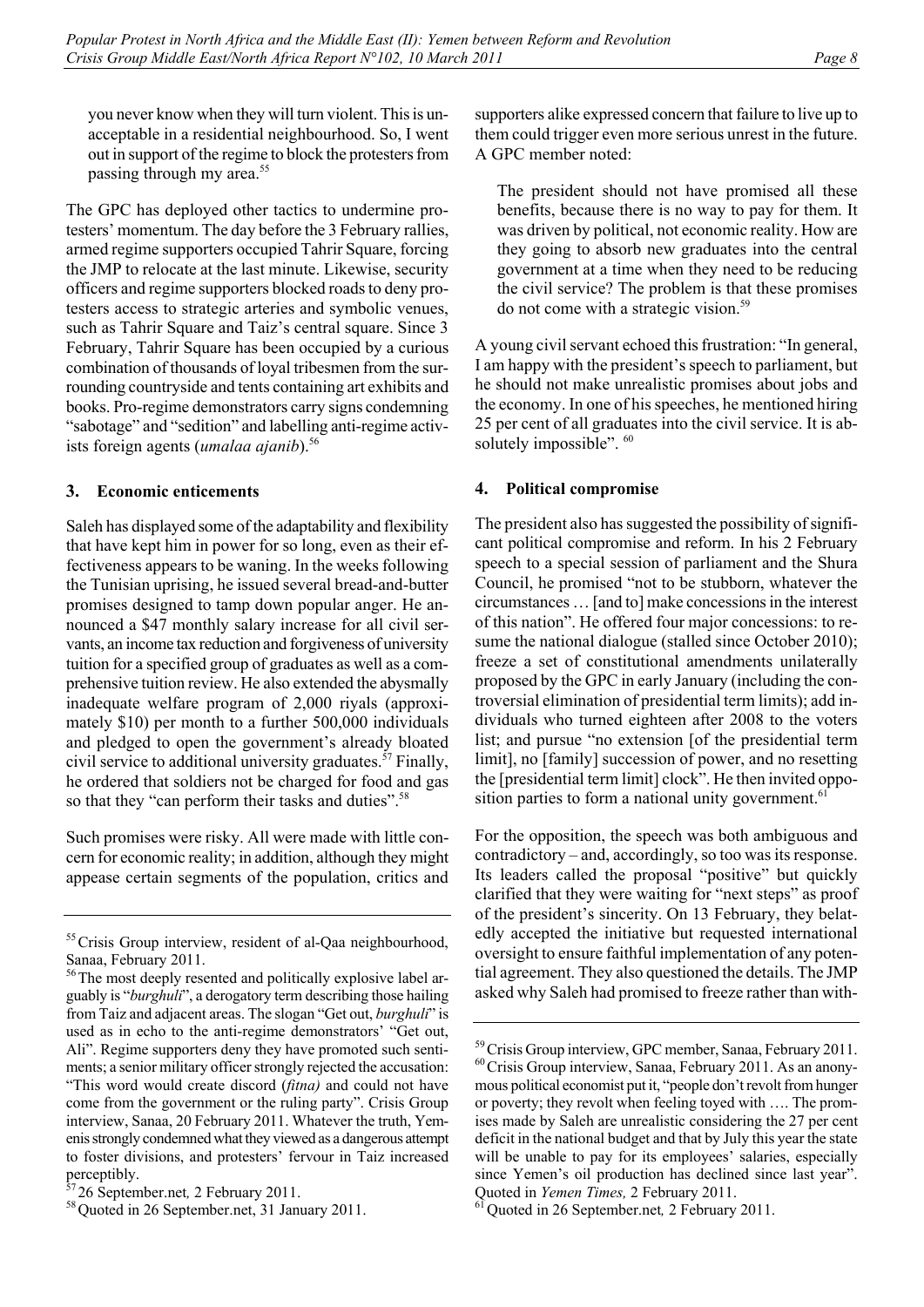you never know when they will turn violent. This is unacceptable in a residential neighbourhood. So, I went out in support of the regime to block the protesters from passing through my area.[55]

The GPC has deployed other tactics to undermine protesters' momentum. The day before the 3 February rallies, armed regime supporters occupied Tahrir Square, forcing the JMP to relocate at the last minute. Likewise, security officers and regime supporters blocked roads to deny protesters access to strategic arteries and symbolic venues, such as Tahrir Square and Taiz's central square. Since 3 February, Tahrir Square has been occupied by a curious combination of thousands of loyal tribesmen from the surrounding countryside and tents containing art exhibits and books. Pro-regime demonstrators carry signs condemning "sabotage" and "sedition" and labelling anti-regime activists foreign agents (*umalaa ajanib*).[56]

### 3. Economic enticements

Saleh has displayed some of the adaptability and flexibility that have kept him in power for so long, even as their effectiveness appears to be waning. In the weeks following the Tunisian uprising, he issued several bread-and-butter promises designed to tamp down popular anger. He announced a $47 monthly salary increase for all civil servants, an income tax reduction and forgiveness of university tuition for a specified group of graduates as well as a comprehensive tuition review. He also extended the abysmally inadequate welfare program of 2,000 riyals (approximately $10) per month to a further 500,000 individuals and pledged to open the government's already bloated civil service to additional university graduates.[57] Finally, he ordered that soldiers not be charged for food and gas so that they "can perform their tasks and duties".[58]

Such promises were risky. All were made with little concern for economic reality; in addition, although they might appease certain segments of the population, critics and supporters alike expressed concern that failure to live up to them could trigger even more serious unrest in the future. A GPC member noted:

> The president should not have promised all these benefits, because there is no way to pay for them. It was driven by political, not economic reality. How are they going to absorb new graduates into the central government at a time when they need to be reducing the civil service? The problem is that these promises do not come with a strategic vision.[59]

A young civil servant echoed this frustration: "In general, I am happy with the president's speech to parliament, but he should not make unrealistic promises about jobs and the economy. In one of his speeches, he mentioned hiring 25 per cent of all graduates into the civil service. It is absolutely impossible". [60]

### 4. Political compromise

The president also has suggested the possibility of significant political compromise and reform. In his 2 February speech to a special session of parliament and the Shura Council, he promised "not to be stubborn, whatever the circumstances … [and to] make concessions in the interest of this nation". He offered four major concessions: to resume the national dialogue (stalled since October 2010); freeze a set of constitutional amendments unilaterally proposed by the GPC in early January (including the controversial elimination of presidential term limits); add individuals who turned eighteen after 2008 to the voters list; and pursue "no extension [of the presidential term limit], no [family] succession of power, and no resetting the [presidential term limit] clock". He then invited opposition parties to form a national unity government.[61]

For the opposition, the speech was both ambiguous and contradictory – and, accordingly, so too was its response. Its leaders called the proposal "positive" but quickly clarified that they were waiting for "next steps" as proof of the president's sincerity. On 13 February, they belatedly accepted the initiative but requested international oversight to ensure faithful implementation of any potential agreement. They also questioned the details. The JMP asked why Saleh had promised to freeze rather than with-

---

[55] Crisis Group interview, resident of al-Qaa neighbourhood, Sanaa, February 2011.

[56] The most deeply resented and politically explosive label arguably is "*burghuli*", a derogatory term describing those hailing from Taiz and adjacent areas. The slogan "Get out, *burghuli*" is used as in echo to the anti-regime demonstrators' "Get out, Ali". Regime supporters deny they have promoted such sentiments; a senior military officer strongly rejected the accusation: "This word would create discord (*fitna)* and could not have come from the government or the ruling party". Crisis Group interview, Sanaa, 20 February 2011. Whatever the truth, Yemenis strongly condemned what they viewed as a dangerous attempt to foster divisions, and protesters' fervour in Taiz increased perceptibly.

[57] 26 September.net*,* 2 February 2011.

[58] Quoted in 26 September.net, 31 January 2011.

[59] Crisis Group interview, GPC member, Sanaa, February 2011.

[60] Crisis Group interview, Sanaa, February 2011. As an anonymous political economist put it, "people don't revolt from hunger or poverty; they revolt when feeling toyed with …. The promises made by Saleh are unrealistic considering the 27 per cent deficit in the national budget and that by July this year the state will be unable to pay for its employees' salaries, especially since Yemen's oil production has declined since last year". Quoted in *Yemen Times,* 2 February 2011.

[61] Quoted in 26 September.net*,* 2 February 2011.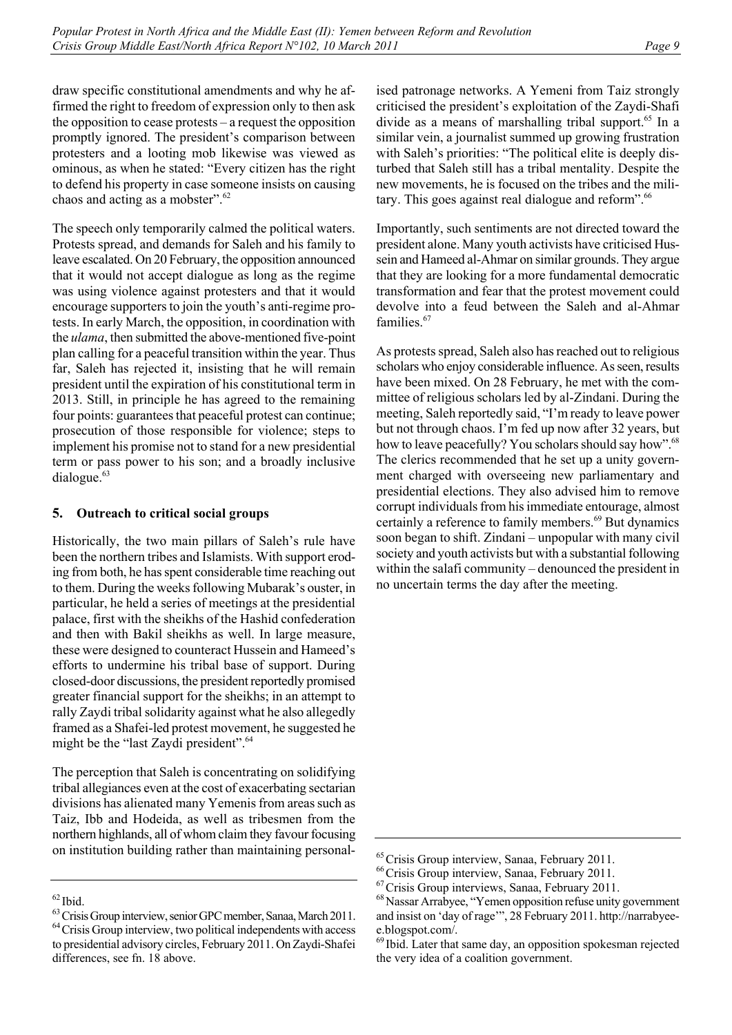draw specific constitutional amendments and why he affirmed the right to freedom of expression only to then ask the opposition to cease protests – a request the opposition promptly ignored. The president's comparison between protesters and a looting mob likewise was viewed as ominous, as when he stated: "Every citizen has the right to defend his property in case someone insists on causing chaos and acting as a mobster".[62]

The speech only temporarily calmed the political waters. Protests spread, and demands for Saleh and his family to leave escalated. On 20 February, the opposition announced that it would not accept dialogue as long as the regime was using violence against protesters and that it would encourage supporters to join the youth's anti-regime protests. In early March, the opposition, in coordination with the *ulama*, then submitted the above-mentioned five-point plan calling for a peaceful transition within the year. Thus far, Saleh has rejected it, insisting that he will remain president until the expiration of his constitutional term in 2013. Still, in principle he has agreed to the remaining four points: guarantees that peaceful protest can continue; prosecution of those responsible for violence; steps to implement his promise not to stand for a new presidential term or pass power to his son; and a broadly inclusive dialogue.[63]

### 5. Outreach to critical social groups

Historically, the two main pillars of Saleh's rule have been the northern tribes and Islamists. With support eroding from both, he has spent considerable time reaching out to them. During the weeks following Mubarak's ouster, in particular, he held a series of meetings at the presidential palace, first with the sheikhs of the Hashid confederation and then with Bakil sheikhs as well. In large measure, these were designed to counteract Hussein and Hameed's efforts to undermine his tribal base of support. During closed-door discussions, the president reportedly promised greater financial support for the sheikhs; in an attempt to rally Zaydi tribal solidarity against what he also allegedly framed as a Shafei-led protest movement, he suggested he might be the "last Zaydi president".[64]

The perception that Saleh is concentrating on solidifying tribal allegiances even at the cost of exacerbating sectarian divisions has alienated many Yemenis from areas such as Taiz, Ibb and Hodeida, as well as tribesmen from the northern highlands, all of whom claim they favour focusing on institution building rather than maintaining personalised patronage networks. A Yemeni from Taiz strongly criticised the president's exploitation of the Zaydi-Shafi divide as a means of marshalling tribal support.[65] In a similar vein, a journalist summed up growing frustration with Saleh's priorities: "The political elite is deeply disturbed that Saleh still has a tribal mentality. Despite the new movements, he is focused on the tribes and the military. This goes against real dialogue and reform".[66]

Importantly, such sentiments are not directed toward the president alone. Many youth activists have criticised Hussein and Hameed al-Ahmar on similar grounds. They argue that they are looking for a more fundamental democratic transformation and fear that the protest movement could devolve into a feud between the Saleh and al-Ahmar families.[67]

As protests spread, Saleh also has reached out to religious scholars who enjoy considerable influence. As seen, results have been mixed. On 28 February, he met with the committee of religious scholars led by al-Zindani. During the meeting, Saleh reportedly said, "I'm ready to leave power but not through chaos. I'm fed up now after 32 years, but how to leave peacefully? You scholars should say how".[68] The clerics recommended that he set up a unity government charged with overseeing new parliamentary and presidential elections. They also advised him to remove corrupt individuals from his immediate entourage, almost certainly a reference to family members.[69] But dynamics soon began to shift. Zindani – unpopular with many civil society and youth activists but with a substantial following within the salafi community – denounced the president in no uncertain terms the day after the meeting.

---

[62] Ibid.

[63] Crisis Group interview, senior GPC member, Sanaa, March 2011.

[64] Crisis Group interview, two political independents with access to presidential advisory circles, February 2011. On Zaydi-Shafei differences, see fn. 18 above.

[65] Crisis Group interview, Sanaa, February 2011.

[66] Crisis Group interview, Sanaa, February 2011.

[67] Crisis Group interviews, Sanaa, February 2011.

[68] Nassar Arrabyee, "Yemen opposition refuse unity government and insist on 'day of rage'", 28 February 2011. http://narrabyee-e.blogspot.com/.

[69] Ibid. Later that same day, an opposition spokesman rejected the very idea of a coalition government.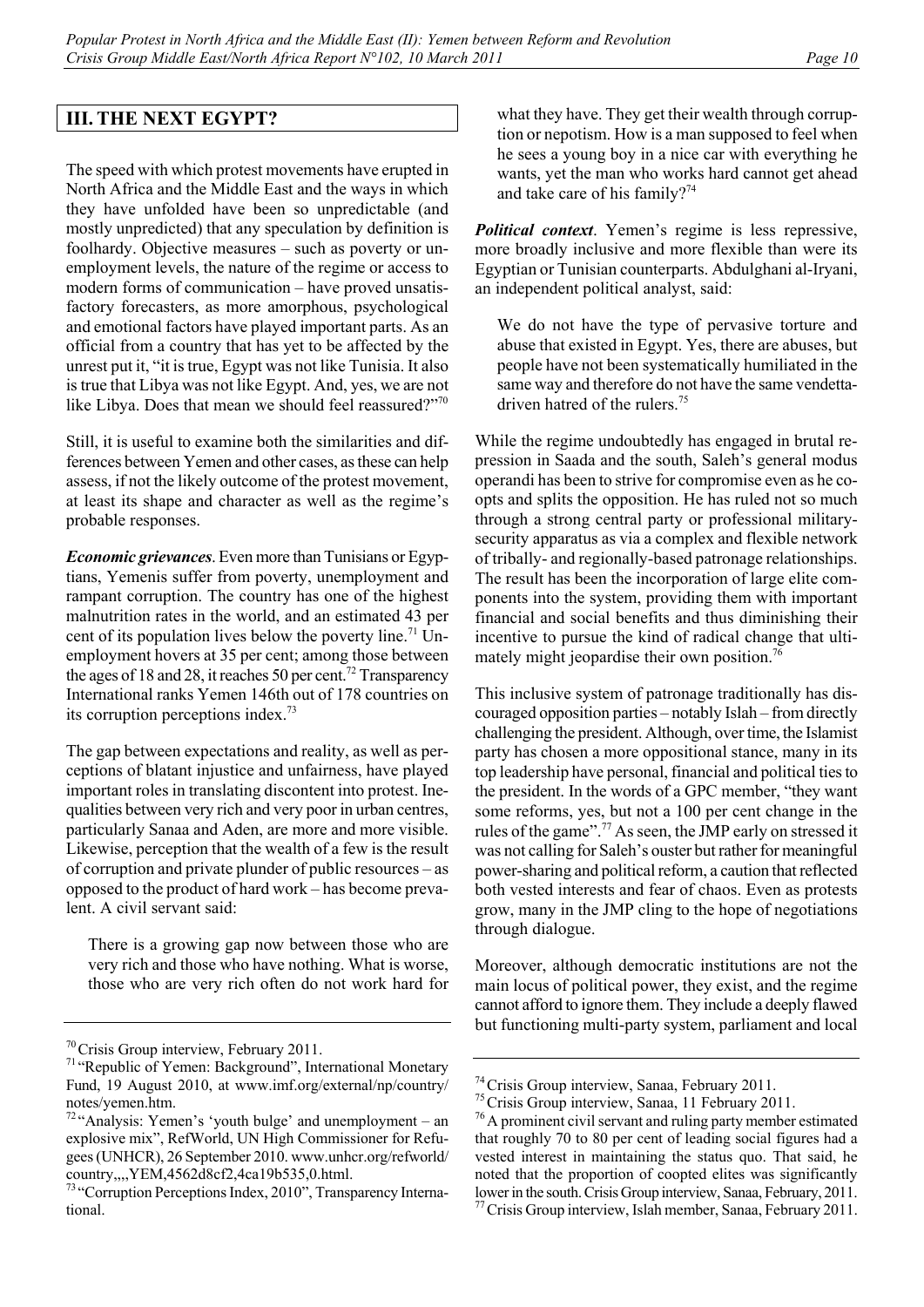## III. THE NEXT EGYPT?

The speed with which protest movements have erupted in North Africa and the Middle East and the ways in which they have unfolded have been so unpredictable (and mostly unpredicted) that any speculation by definition is foolhardy. Objective measures – such as poverty or unemployment levels, the nature of the regime or access to modern forms of communication – have proved unsatisfactory forecasters, as more amorphous, psychological and emotional factors have played important parts. As an official from a country that has yet to be affected by the unrest put it, "it is true, Egypt was not like Tunisia. It also is true that Libya was not like Egypt. And, yes, we are not like Libya. Does that mean we should feel reassured?"[70]

Still, it is useful to examine both the similarities and differences between Yemen and other cases, as these can help assess, if not the likely outcome of the protest movement, at least its shape and character as well as the regime's probable responses.

***Economic grievances***. Even more than Tunisians or Egyptians, Yemenis suffer from poverty, unemployment and rampant corruption. The country has one of the highest malnutrition rates in the world, and an estimated 43 per cent of its population lives below the poverty line.[71] Unemployment hovers at 35 per cent; among those between the ages of 18 and 28, it reaches 50 per cent.[72] Transparency International ranks Yemen 146th out of 178 countries on its corruption perceptions index.[73]

The gap between expectations and reality, as well as perceptions of blatant injustice and unfairness, have played important roles in translating discontent into protest. Inequalities between very rich and very poor in urban centres, particularly Sanaa and Aden, are more and more visible. Likewise, perception that the wealth of a few is the result of corruption and private plunder of public resources – as opposed to the product of hard work – has become prevalent. A civil servant said:

> There is a growing gap now between those who are very rich and those who have nothing. What is worse, those who are very rich often do not work hard for what they have. They get their wealth through corruption or nepotism. How is a man supposed to feel when he sees a young boy in a nice car with everything he wants, yet the man who works hard cannot get ahead and take care of his family?[74]

***Political context***. Yemen's regime is less repressive, more broadly inclusive and more flexible than were its Egyptian or Tunisian counterparts. Abdulghani al-Iryani, an independent political analyst, said:

> We do not have the type of pervasive torture and abuse that existed in Egypt. Yes, there are abuses, but people have not been systematically humiliated in the same way and therefore do not have the same vendetta-driven hatred of the rulers.[75]

While the regime undoubtedly has engaged in brutal repression in Saada and the south, Saleh's general modus operandi has been to strive for compromise even as he coopts and splits the opposition. He has ruled not so much through a strong central party or professional military-security apparatus as via a complex and flexible network of tribally- and regionally-based patronage relationships. The result has been the incorporation of large elite components into the system, providing them with important financial and social benefits and thus diminishing their incentive to pursue the kind of radical change that ultimately might jeopardise their own position.[76]

This inclusive system of patronage traditionally has discouraged opposition parties – notably Islah – from directly challenging the president. Although, over time, the Islamist party has chosen a more oppositional stance, many in its top leadership have personal, financial and political ties to the president. In the words of a GPC member, "they want some reforms, yes, but not a 100 per cent change in the rules of the game".[77] As seen, the JMP early on stressed it was not calling for Saleh's ouster but rather for meaningful power-sharing and political reform, a caution that reflected both vested interests and fear of chaos. Even as protests grow, many in the JMP cling to the hope of negotiations through dialogue.

Moreover, although democratic institutions are not the main locus of political power, they exist, and the regime cannot afford to ignore them. They include a deeply flawed but functioning multi-party system, parliament and local

---

[70] Crisis Group interview, February 2011.

[71] "Republic of Yemen: Background", International Monetary Fund, 19 August 2010, at www.imf.org/external/np/country/notes/yemen.htm.

[72] "Analysis: Yemen's 'youth bulge' and unemployment – an explosive mix", RefWorld, UN High Commissioner for Refugees (UNHCR), 26 September 2010. www.unhcr.org/refworld/country,,,,YEM,4562d8cf2,4ca19b535,0.html.

[73] "Corruption Perceptions Index, 2010", Transparency International.

[74] Crisis Group interview, Sanaa, February 2011.

[75] Crisis Group interview, Sanaa, 11 February 2011.

[76] A prominent civil servant and ruling party member estimated that roughly 70 to 80 per cent of leading social figures had a vested interest in maintaining the status quo. That said, he noted that the proportion of coopted elites was significantly lower in the south. Crisis Group interview, Sanaa, February, 2011.

[77] Crisis Group interview, Islah member, Sanaa, February 2011.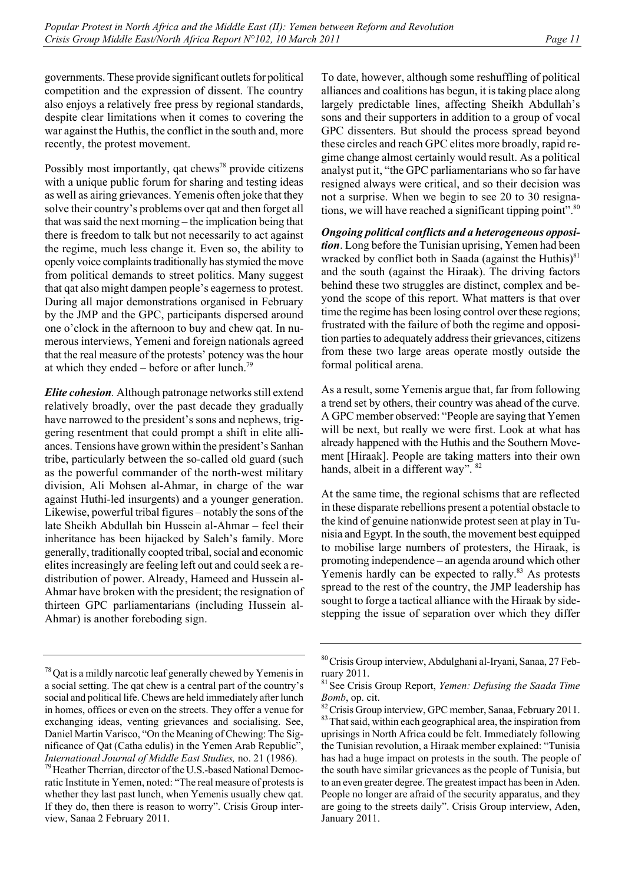governments. These provide significant outlets for political competition and the expression of dissent. The country also enjoys a relatively free press by regional standards, despite clear limitations when it comes to covering the war against the Huthis, the conflict in the south and, more recently, the protest movement.

Possibly most importantly, qat chews[78] provide citizens with a unique public forum for sharing and testing ideas as well as airing grievances. Yemenis often joke that they solve their country's problems over qat and then forget all that was said the next morning – the implication being that there is freedom to talk but not necessarily to act against the regime, much less change it. Even so, the ability to openly voice complaints traditionally has stymied the move from political demands to street politics. Many suggest that qat also might dampen people's eagerness to protest. During all major demonstrations organised in February by the JMP and the GPC, participants dispersed around one o'clock in the afternoon to buy and chew qat. In numerous interviews, Yemeni and foreign nationals agreed that the real measure of the protests' potency was the hour at which they ended – before or after lunch.[79]

***Elite cohesion***. Although patronage networks still extend relatively broadly, over the past decade they gradually have narrowed to the president's sons and nephews, triggering resentment that could prompt a shift in elite alliances. Tensions have grown within the president's Sanhan tribe, particularly between the so-called old guard (such as the powerful commander of the north-west military division, Ali Mohsen al-Ahmar, in charge of the war against Huthi-led insurgents) and a younger generation. Likewise, powerful tribal figures – notably the sons of the late Sheikh Abdullah bin Hussein al-Ahmar – feel their inheritance has been hijacked by Saleh's family. More generally, traditionally coopted tribal, social and economic elites increasingly are feeling left out and could seek a redistribution of power. Already, Hameed and Hussein al-Ahmar have broken with the president; the resignation of thirteen GPC parliamentarians (including Hussein al-Ahmar) is another foreboding sign.

To date, however, although some reshuffling of political alliances and coalitions has begun, it is taking place along largely predictable lines, affecting Sheikh Abdullah's sons and their supporters in addition to a group of vocal GPC dissenters. But should the process spread beyond these circles and reach GPC elites more broadly, rapid regime change almost certainly would result. As a political analyst put it, "the GPC parliamentarians who so far have resigned always were critical, and so their decision was not a surprise. When we begin to see 20 to 30 resignations, we will have reached a significant tipping point".[80]

***Ongoing political conflicts and a heterogeneous opposition***. Long before the Tunisian uprising, Yemen had been wracked by conflict both in Saada (against the Huthis)[81] and the south (against the Hiraak). The driving factors behind these two struggles are distinct, complex and beyond the scope of this report. What matters is that over time the regime has been losing control over these regions; frustrated with the failure of both the regime and opposition parties to adequately address their grievances, citizens from these two large areas operate mostly outside the formal political arena.

As a result, some Yemenis argue that, far from following a trend set by others, their country was ahead of the curve. A GPC member observed: "People are saying that Yemen will be next, but really we were first. Look at what has already happened with the Huthis and the Southern Movement [Hiraak]. People are taking matters into their own hands, albeit in a different way".[82]

At the same time, the regional schisms that are reflected in these disparate rebellions present a potential obstacle to the kind of genuine nationwide protest seen at play in Tunisia and Egypt. In the south, the movement best equipped to mobilise large numbers of protesters, the Hiraak, is promoting independence – an agenda around which other Yemenis hardly can be expected to rally.[83] As protests spread to the rest of the country, the JMP leadership has sought to forge a tactical alliance with the Hiraak by sidestepping the issue of separation over which they differ

---

[78] Qat is a mildly narcotic leaf generally chewed by Yemenis in a social setting. The qat chew is a central part of the country's social and political life. Chews are held immediately after lunch in homes, offices or even on the streets. They offer a venue for exchanging ideas, venting grievances and socialising. See, Daniel Martin Varisco, "On the Meaning of Chewing: The Significance of Qat (Catha edulis) in the Yemen Arab Republic", *International Journal of Middle East Studies,* no. 21 (1986).

[79] Heather Therrian, director of the U.S.-based National Democratic Institute in Yemen, noted: "The real measure of protests is whether they last past lunch, when Yemenis usually chew qat. If they do, then there is reason to worry". Crisis Group interview, Sanaa 2 February 2011.

[80] Crisis Group interview, Abdulghani al-Iryani, Sanaa, 27 February 2011.

[81] See Crisis Group Report, *Yemen: Defusing the Saada Time Bomb*, op. cit.

[82] Crisis Group interview, GPC member, Sanaa, February 2011.

[83] That said, within each geographical area, the inspiration from uprisings in North Africa could be felt. Immediately following the Tunisian revolution, a Hiraak member explained: "Tunisia has had a huge impact on protests in the south. The people of the south have similar grievances as the people of Tunisia, but to an even greater degree. The greatest impact has been in Aden. People no longer are afraid of the security apparatus, and they are going to the streets daily". Crisis Group interview, Aden, January 2011.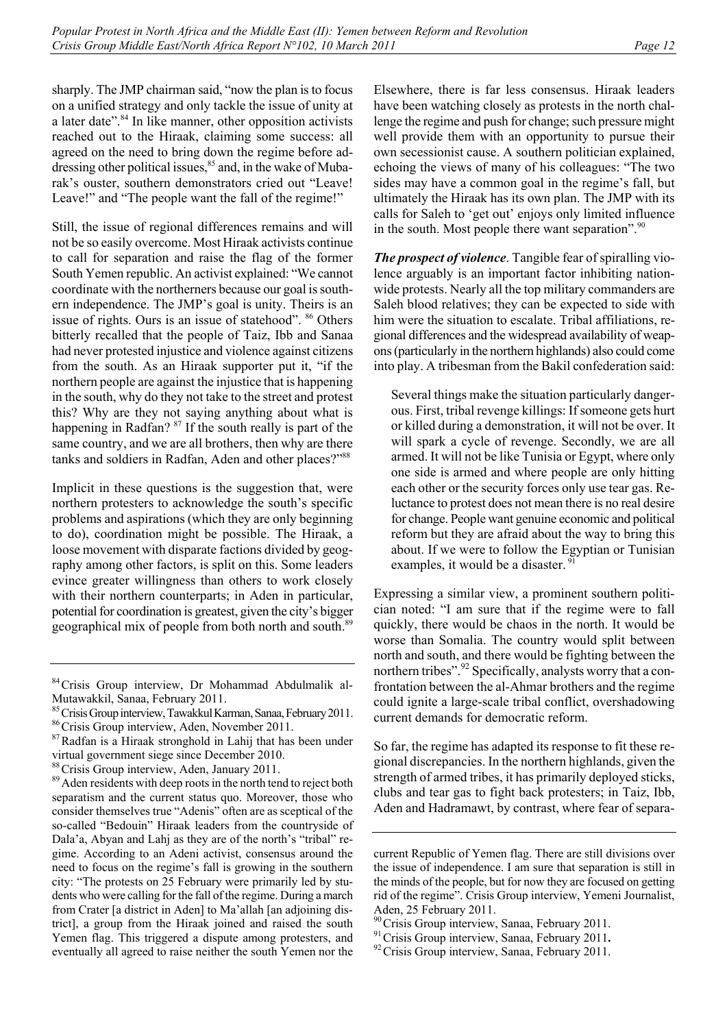sharply. The JMP chairman said, "now the plan is to focus on a unified strategy and only tackle the issue of unity at a later date".[84] In like manner, other opposition activists reached out to the Hiraak, claiming some success: all agreed on the need to bring down the regime before addressing other political issues,[85] and, in the wake of Mubarak's ouster, southern demonstrators cried out "Leave! Leave!" and "The people want the fall of the regime!"

Still, the issue of regional differences remains and will not be so easily overcome. Most Hiraak activists continue to call for separation and raise the flag of the former South Yemen republic. An activist explained: "We cannot coordinate with the northerners because our goal is southern independence. The JMP's goal is unity. Theirs is an issue of rights. Ours is an issue of statehood".[86] Others bitterly recalled that the people of Taiz, Ibb and Sanaa had never protested injustice and violence against citizens from the south. As an Hiraak supporter put it, "if the northern people are against the injustice that is happening in the south, why do they not take to the street and protest this? Why are they not saying anything about what is happening in Radfan?[87] If the south really is part of the same country, and we are all brothers, then why are there tanks and soldiers in Radfan, Aden and other places?"[88]

Implicit in these questions is the suggestion that, were northern protesters to acknowledge the south's specific problems and aspirations (which they are only beginning to do), coordination might be possible. The Hiraak, a loose movement with disparate factions divided by geography among other factors, is split on this. Some leaders evince greater willingness than others to work closely with their northern counterparts; in Aden in particular, potential for coordination is greatest, given the city's bigger geographical mix of people from both north and south.[89]

Elsewhere, there is far less consensus. Hiraak leaders have been watching closely as protests in the north challenge the regime and push for change; such pressure might well provide them with an opportunity to pursue their own secessionist cause. A southern politician explained, echoing the views of many of his colleagues: "The two sides may have a common goal in the regime's fall, but ultimately the Hiraak has its own plan. The JMP with its calls for Saleh to 'get out' enjoys only limited influence in the south. Most people there want separation".[90]

***The prospect of violence***. Tangible fear of spiralling violence arguably is an important factor inhibiting nationwide protests. Nearly all the top military commanders are Saleh blood relatives; they can be expected to side with him were the situation to escalate. Tribal affiliations, regional differences and the widespread availability of weapons (particularly in the northern highlands) also could come into play. A tribesman from the Bakil confederation said:

> Several things make the situation particularly dangerous. First, tribal revenge killings: If someone gets hurt or killed during a demonstration, it will not be over. It will spark a cycle of revenge. Secondly, we are all armed. It will not be like Tunisia or Egypt, where only one side is armed and where people are only hitting each other or the security forces only use tear gas. Reluctance to protest does not mean there is no real desire for change. People want genuine economic and political reform but they are afraid about the way to bring this about. If we were to follow the Egyptian or Tunisian examples, it would be a disaster.[91]

Expressing a similar view, a prominent southern politician noted: "I am sure that if the regime were to fall quickly, there would be chaos in the north. It would be worse than Somalia. The country would split between north and south, and there would be fighting between the northern tribes".[92] Specifically, analysts worry that a confrontation between the al-Ahmar brothers and the regime could ignite a large-scale tribal conflict, overshadowing current demands for democratic reform.

So far, the regime has adapted its response to fit these regional discrepancies. In the northern highlands, given the strength of armed tribes, it has primarily deployed sticks, clubs and tear gas to fight back protesters; in Taiz, Ibb, Aden and Hadramawt, by contrast, where fear of separa-

---

[84] Crisis Group interview, Dr Mohammad Abdulmalik al-Mutawakkil, Sanaa, February 2011.

[85] Crisis Group interview, Tawakkul Karman, Sanaa, February 2011.

[86] Crisis Group interview, Aden, November 2011.

[87] Radfan is a Hiraak stronghold in Lahij that has been under virtual government siege since December 2010.

[88] Crisis Group interview, Aden, January 2011.

[89] Aden residents with deep roots in the north tend to reject both separatism and the current status quo. Moreover, those who consider themselves true "Adenis" often are as sceptical of the so-called "Bedouin" Hiraak leaders from the countryside of Dala'a, Abyan and Lahj as they are of the north's "tribal" regime. According to an Adeni activist, consensus around the need to focus on the regime's fall is growing in the southern city: "The protests on 25 February were primarily led by students who were calling for the fall of the regime. During a march from Crater [a district in Aden] to Ma'allah [an adjoining district], a group from the Hiraak joined and raised the south Yemen flag. This triggered a dispute among protesters, and eventually all agreed to raise neither the south Yemen nor the current Republic of Yemen flag. There are still divisions over the issue of independence. I am sure that separation is still in the minds of the people, but for now they are focused on getting rid of the regime". Crisis Group interview, Yemeni Journalist, Aden, 25 February 2011.

[90] Crisis Group interview, Sanaa, February 2011.

[91] Crisis Group interview, Sanaa, February 2011.

[92] Crisis Group interview, Sanaa, February 2011.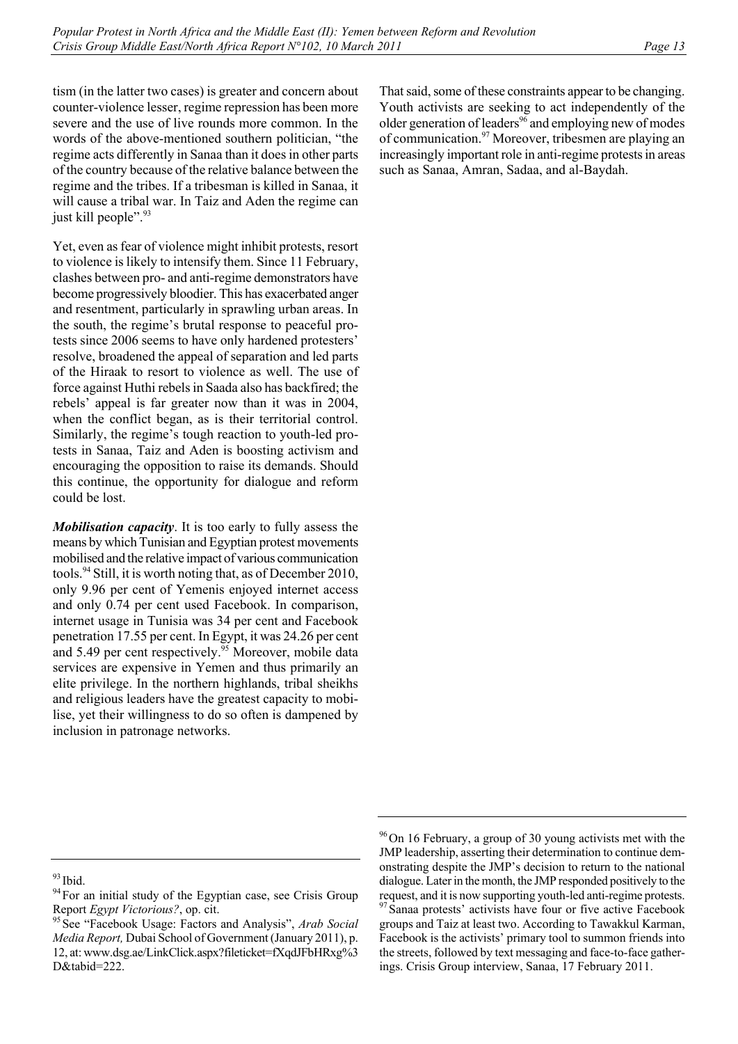tism (in the latter two cases) is greater and concern about counter-violence lesser, regime repression has been more severe and the use of live rounds more common. In the words of the above-mentioned southern politician, "the regime acts differently in Sanaa than it does in other parts of the country because of the relative balance between the regime and the tribes. If a tribesman is killed in Sanaa, it will cause a tribal war. In Taiz and Aden the regime can just kill people".[93]

Yet, even as fear of violence might inhibit protests, resort to violence is likely to intensify them. Since 11 February, clashes between pro- and anti-regime demonstrators have become progressively bloodier. This has exacerbated anger and resentment, particularly in sprawling urban areas. In the south, the regime's brutal response to peaceful protests since 2006 seems to have only hardened protesters' resolve, broadened the appeal of separation and led parts of the Hiraak to resort to violence as well. The use of force against Huthi rebels in Saada also has backfired; the rebels' appeal is far greater now than it was in 2004, when the conflict began, as is their territorial control. Similarly, the regime's tough reaction to youth-led protests in Sanaa, Taiz and Aden is boosting activism and encouraging the opposition to raise its demands. Should this continue, the opportunity for dialogue and reform could be lost.

***Mobilisation capacity***. It is too early to fully assess the means by which Tunisian and Egyptian protest movements mobilised and the relative impact of various communication tools.[94] Still, it is worth noting that, as of December 2010, only 9.96 per cent of Yemenis enjoyed internet access and only 0.74 per cent used Facebook. In comparison, internet usage in Tunisia was 34 per cent and Facebook penetration 17.55 per cent. In Egypt, it was 24.26 per cent and 5.49 per cent respectively.[95] Moreover, mobile data services are expensive in Yemen and thus primarily an elite privilege. In the northern highlands, tribal sheikhs and religious leaders have the greatest capacity to mobilise, yet their willingness to do so often is dampened by inclusion in patronage networks.

That said, some of these constraints appear to be changing. Youth activists are seeking to act independently of the older generation of leaders[96] and employing new of modes of communication.[97] Moreover, tribesmen are playing an increasingly important role in anti-regime protests in areas such as Sanaa, Amran, Sadaa, and al-Baydah.

---

[93] Ibid.

[94] For an initial study of the Egyptian case, see Crisis Group Report *Egypt Victorious?*, op. cit.

[95] See "Facebook Usage: Factors and Analysis", *Arab Social Media Report,* Dubai School of Government (January 2011), p. 12, at: www.dsg.ae/LinkClick.aspx?fileticket=fXqdJFbHRxg%3D&tabid=222.

[96] On 16 February, a group of 30 young activists met with the JMP leadership, asserting their determination to continue demonstrating despite the JMP's decision to return to the national dialogue. Later in the month, the JMP responded positively to the request, and it is now supporting youth-led anti-regime protests.

[97] Sanaa protests' activists have four or five active Facebook groups and Taiz at least two. According to Tawakkul Karman, Facebook is the activists' primary tool to summon friends into the streets, followed by text messaging and face-to-face gatherings. Crisis Group interview, Sanaa, 17 February 2011.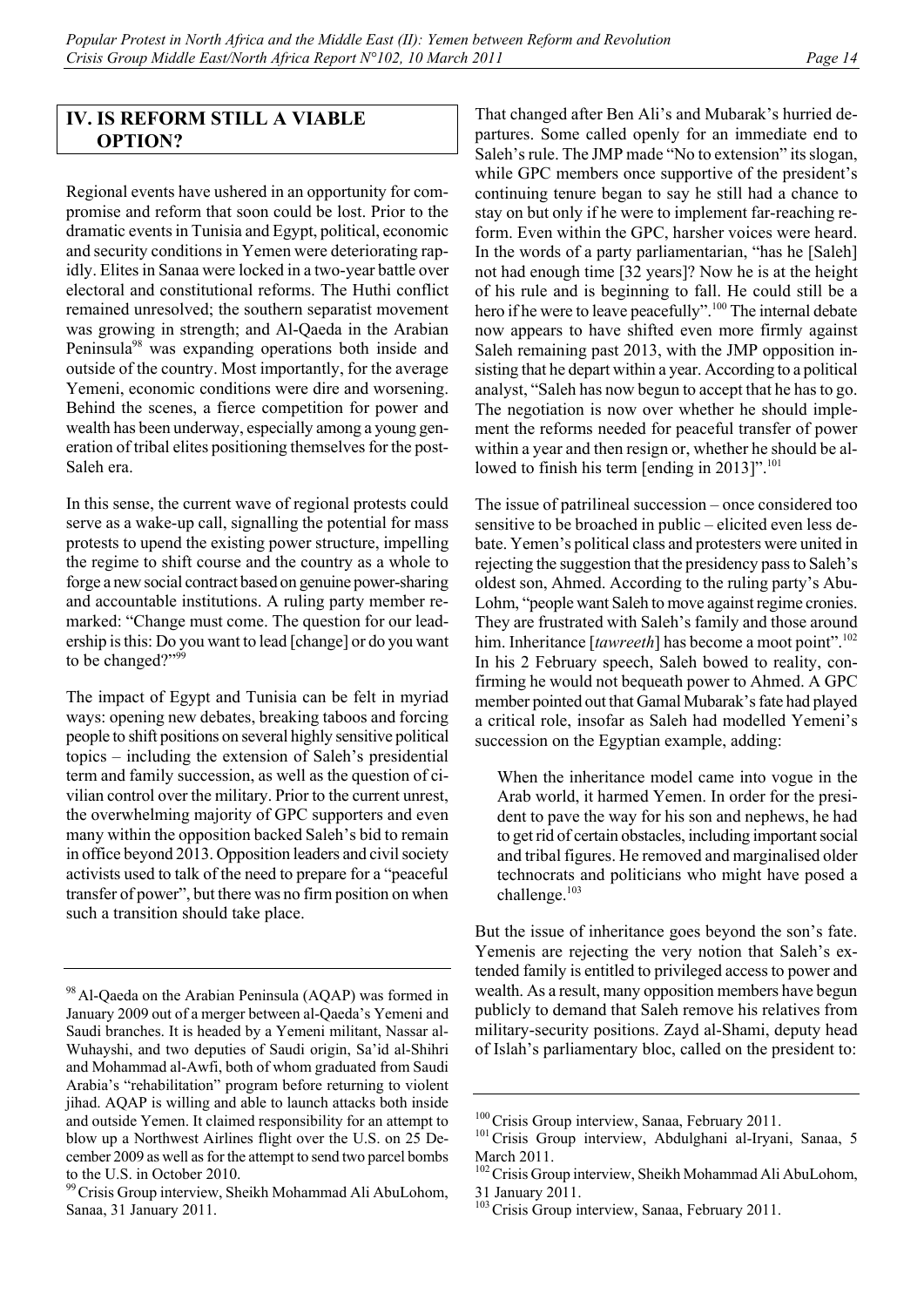## IV. IS REFORM STILL A VIABLE OPTION?

Regional events have ushered in an opportunity for compromise and reform that soon could be lost. Prior to the dramatic events in Tunisia and Egypt, political, economic and security conditions in Yemen were deteriorating rapidly. Elites in Sanaa were locked in a two-year battle over electoral and constitutional reforms. The Huthi conflict remained unresolved; the southern separatist movement was growing in strength; and Al-Qaeda in the Arabian Peninsula[98] was expanding operations both inside and outside of the country. Most importantly, for the average Yemeni, economic conditions were dire and worsening. Behind the scenes, a fierce competition for power and wealth has been underway, especially among a young generation of tribal elites positioning themselves for the post-Saleh era.

In this sense, the current wave of regional protests could serve as a wake-up call, signalling the potential for mass protests to upend the existing power structure, impelling the regime to shift course and the country as a whole to forge a new social contract based on genuine power-sharing and accountable institutions. A ruling party member remarked: "Change must come. The question for our leadership is this: Do you want to lead [change] or do you want to be changed?"[99]

The impact of Egypt and Tunisia can be felt in myriad ways: opening new debates, breaking taboos and forcing people to shift positions on several highly sensitive political topics – including the extension of Saleh's presidential term and family succession, as well as the question of civilian control over the military. Prior to the current unrest, the overwhelming majority of GPC supporters and even many within the opposition backed Saleh's bid to remain in office beyond 2013. Opposition leaders and civil society activists used to talk of the need to prepare for a "peaceful transfer of power", but there was no firm position on when such a transition should take place.

That changed after Ben Ali's and Mubarak's hurried departures. Some called openly for an immediate end to Saleh's rule. The JMP made "No to extension" its slogan, while GPC members once supportive of the president's continuing tenure began to say he still had a chance to stay on but only if he were to implement far-reaching reform. Even within the GPC, harsher voices were heard. In the words of a party parliamentarian, "has he [Saleh] not had enough time [32 years]? Now he is at the height of his rule and is beginning to fall. He could still be a hero if he were to leave peacefully".[100] The internal debate now appears to have shifted even more firmly against Saleh remaining past 2013, with the JMP opposition insisting that he depart within a year. According to a political analyst, "Saleh has now begun to accept that he has to go. The negotiation is now over whether he should implement the reforms needed for peaceful transfer of power within a year and then resign or, whether he should be allowed to finish his term [ending in 2013]".[101]

The issue of patrilineal succession – once considered too sensitive to be broached in public – elicited even less debate. Yemen's political class and protesters were united in rejecting the suggestion that the presidency pass to Saleh's oldest son, Ahmed. According to the ruling party's Abu-Lohm, "people want Saleh to move against regime cronies. They are frustrated with Saleh's family and those around him. Inheritance [*tawreeth*] has become a moot point".[102] In his 2 February speech, Saleh bowed to reality, confirming he would not bequeath power to Ahmed. A GPC member pointed out that Gamal Mubarak's fate had played a critical role, insofar as Saleh had modelled Yemeni's succession on the Egyptian example, adding:

> When the inheritance model came into vogue in the Arab world, it harmed Yemen. In order for the president to pave the way for his son and nephews, he had to get rid of certain obstacles, including important social and tribal figures. He removed and marginalised older technocrats and politicians who might have posed a challenge.[103]

But the issue of inheritance goes beyond the son's fate. Yemenis are rejecting the very notion that Saleh's extended family is entitled to privileged access to power and wealth. As a result, many opposition members have begun publicly to demand that Saleh remove his relatives from military-security positions. Zayd al-Shami, deputy head of Islah's parliamentary bloc, called on the president to:

---

[98] Al-Qaeda on the Arabian Peninsula (AQAP) was formed in January 2009 out of a merger between al-Qaeda's Yemeni and Saudi branches. It is headed by a Yemeni militant, Nassar al-Wuhayshi, and two deputies of Saudi origin, Sa'id al-Shihri and Mohammad al-Awfi, both of whom graduated from Saudi Arabia's "rehabilitation" program before returning to violent jihad. AQAP is willing and able to launch attacks both inside and outside Yemen. It claimed responsibility for an attempt to blow up a Northwest Airlines flight over the U.S. on 25 December 2009 as well as for the attempt to send two parcel bombs to the U.S. in October 2010.

[99] Crisis Group interview, Sheikh Mohammad Ali AbuLohom, Sanaa, 31 January 2011.

[100] Crisis Group interview, Sanaa, February 2011.

[101] Crisis Group interview, Abdulghani al-Iryani, Sanaa, 5 March 2011.

[102] Crisis Group interview, Sheikh Mohammad Ali AbuLohom, 31 January 2011.

[103] Crisis Group interview, Sanaa, February 2011.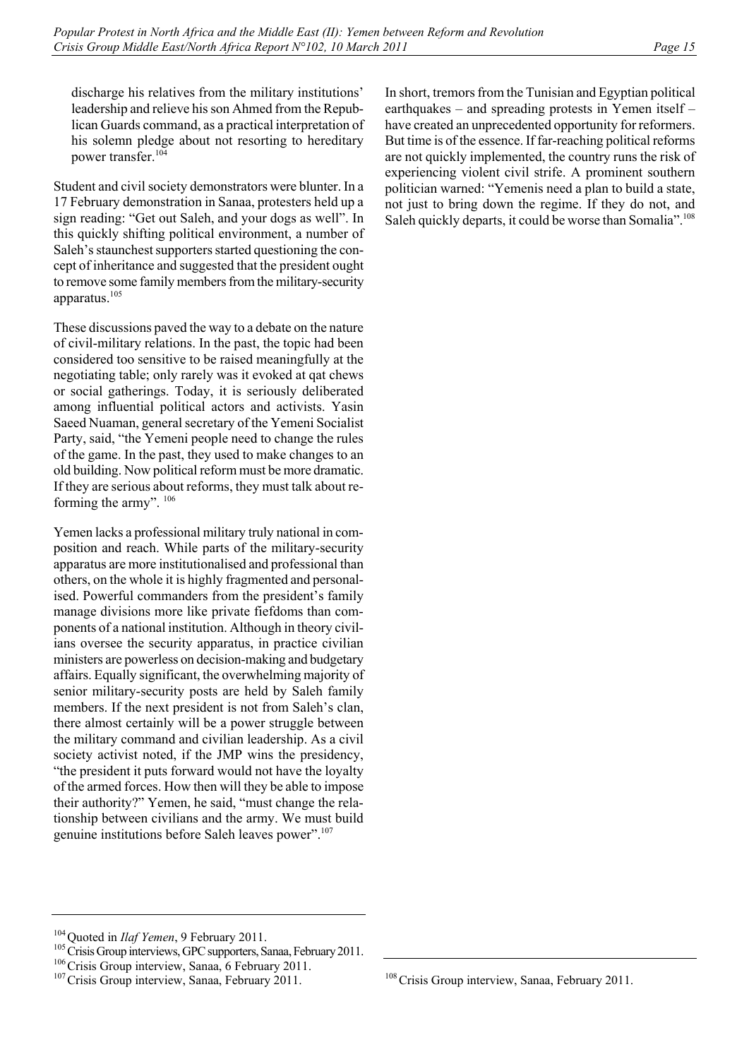discharge his relatives from the military institutions' leadership and relieve his son Ahmed from the Republican Guards command, as a practical interpretation of his solemn pledge about not resorting to hereditary power transfer.[104]

Student and civil society demonstrators were blunter. In a 17 February demonstration in Sanaa, protesters held up a sign reading: "Get out Saleh, and your dogs as well". In this quickly shifting political environment, a number of Saleh's staunchest supporters started questioning the concept of inheritance and suggested that the president ought to remove some family members from the military-security apparatus.[105]

These discussions paved the way to a debate on the nature of civil-military relations. In the past, the topic had been considered too sensitive to be raised meaningfully at the negotiating table; only rarely was it evoked at qat chews or social gatherings. Today, it is seriously deliberated among influential political actors and activists. Yasin Saeed Nuaman, general secretary of the Yemeni Socialist Party, said, "the Yemeni people need to change the rules of the game. In the past, they used to make changes to an old building. Now political reform must be more dramatic. If they are serious about reforms, they must talk about reforming the army". [106]

Yemen lacks a professional military truly national in composition and reach. While parts of the military-security apparatus are more institutionalised and professional than others, on the whole it is highly fragmented and personalised. Powerful commanders from the president's family manage divisions more like private fiefdoms than components of a national institution. Although in theory civilians oversee the security apparatus, in practice civilian ministers are powerless on decision-making and budgetary affairs. Equally significant, the overwhelming majority of senior military-security posts are held by Saleh family members. If the next president is not from Saleh's clan, there almost certainly will be a power struggle between the military command and civilian leadership. As a civil society activist noted, if the JMP wins the presidency, "the president it puts forward would not have the loyalty of the armed forces. How then will they be able to impose their authority?" Yemen, he said, "must change the relationship between civilians and the army. We must build genuine institutions before Saleh leaves power".[107]

In short, tremors from the Tunisian and Egyptian political earthquakes – and spreading protests in Yemen itself – have created an unprecedented opportunity for reformers. But time is of the essence. If far-reaching political reforms are not quickly implemented, the country runs the risk of experiencing violent civil strife. A prominent southern politician warned: "Yemenis need a plan to build a state, not just to bring down the regime. If they do not, and Saleh quickly departs, it could be worse than Somalia".[108]

---

[104] Quoted in *Ilaf Yemen*, 9 February 2011.

[105] Crisis Group interviews, GPC supporters, Sanaa, February 2011.

[106] Crisis Group interview, Sanaa, 6 February 2011.

[107] Crisis Group interview, Sanaa, February 2011.

[108] Crisis Group interview, Sanaa, February 2011.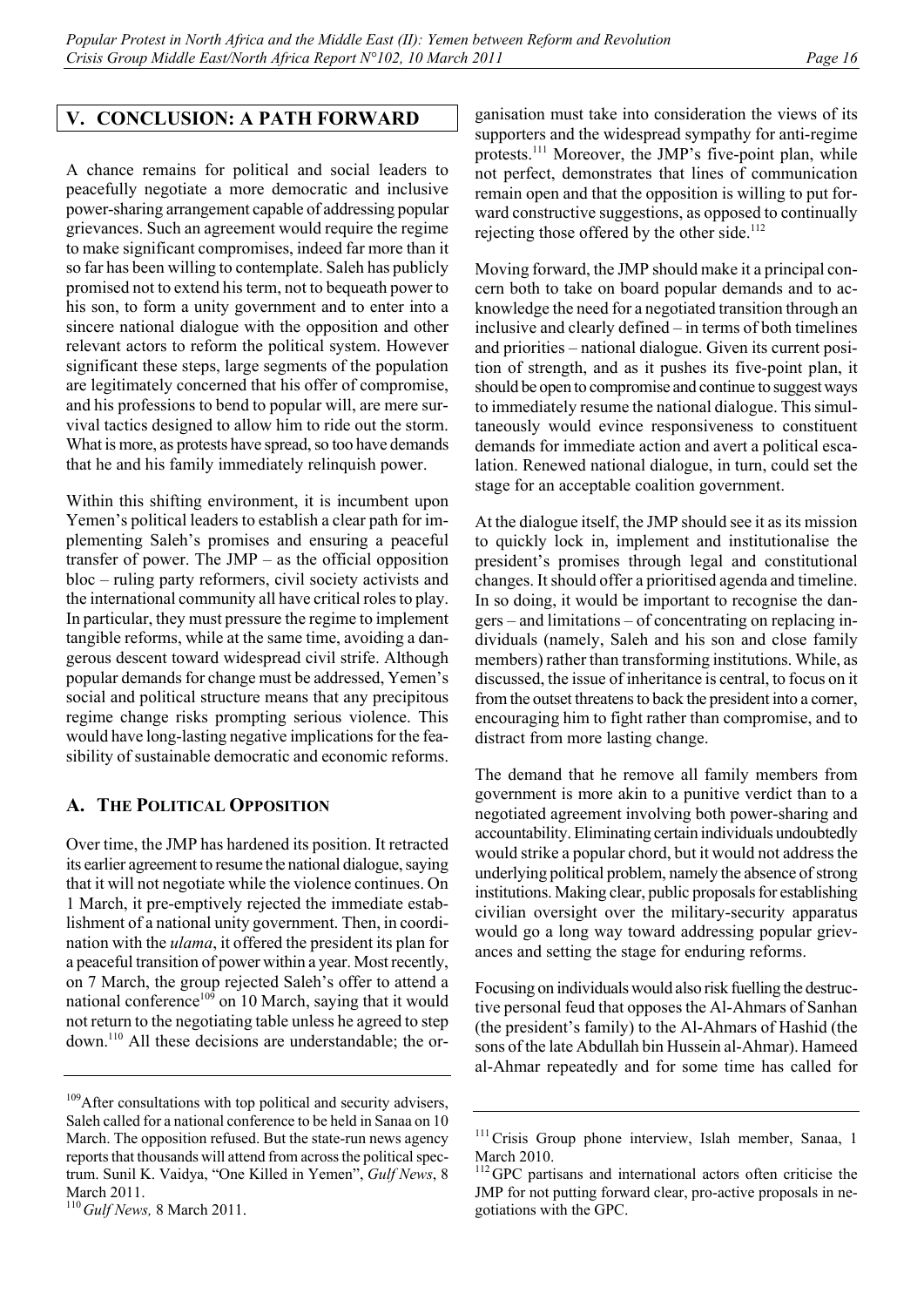## V. CONCLUSION: A PATH FORWARD

A chance remains for political and social leaders to peacefully negotiate a more democratic and inclusive power-sharing arrangement capable of addressing popular grievances. Such an agreement would require the regime to make significant compromises, indeed far more than it so far has been willing to contemplate. Saleh has publicly promised not to extend his term, not to bequeath power to his son, to form a unity government and to enter into a sincere national dialogue with the opposition and other relevant actors to reform the political system. However significant these steps, large segments of the population are legitimately concerned that his offer of compromise, and his professions to bend to popular will, are mere survival tactics designed to allow him to ride out the storm. What is more, as protests have spread, so too have demands that he and his family immediately relinquish power.

Within this shifting environment, it is incumbent upon Yemen's political leaders to establish a clear path for implementing Saleh's promises and ensuring a peaceful transfer of power. The JMP – as the official opposition bloc – ruling party reformers, civil society activists and the international community all have critical roles to play. In particular, they must pressure the regime to implement tangible reforms, while at the same time, avoiding a dangerous descent toward widespread civil strife. Although popular demands for change must be addressed, Yemen's social and political structure means that any precipitous regime change risks prompting serious violence. This would have long-lasting negative implications for the feasibility of sustainable democratic and economic reforms.

### A. THE POLITICAL OPPOSITION

Over time, the JMP has hardened its position. It retracted its earlier agreement to resume the national dialogue, saying that it will not negotiate while the violence continues. On 1 March, it pre-emptively rejected the immediate establishment of a national unity government. Then, in coordination with the *ulama*, it offered the president its plan for a peaceful transition of power within a year. Most recently, on 7 March, the group rejected Saleh's offer to attend a national conference[109] on 10 March, saying that it would not return to the negotiating table unless he agreed to step down.[110] All these decisions are understandable; the organisation must take into consideration the views of its supporters and the widespread sympathy for anti-regime protests.[111] Moreover, the JMP's five-point plan, while not perfect, demonstrates that lines of communication remain open and that the opposition is willing to put forward constructive suggestions, as opposed to continually rejecting those offered by the other side.[112]

Moving forward, the JMP should make it a principal concern both to take on board popular demands and to acknowledge the need for a negotiated transition through an inclusive and clearly defined – in terms of both timelines and priorities – national dialogue. Given its current position of strength, and as it pushes its five-point plan, it should be open to compromise and continue to suggest ways to immediately resume the national dialogue. This simultaneously would evince responsiveness to constituent demands for immediate action and avert a political escalation. Renewed national dialogue, in turn, could set the stage for an acceptable coalition government.

At the dialogue itself, the JMP should see it as its mission to quickly lock in, implement and institutionalise the president's promises through legal and constitutional changes. It should offer a prioritised agenda and timeline. In so doing, it would be important to recognise the dangers – and limitations – of concentrating on replacing individuals (namely, Saleh and his son and close family members) rather than transforming institutions. While, as discussed, the issue of inheritance is central, to focus on it from the outset threatens to back the president into a corner, encouraging him to fight rather than compromise, and to distract from more lasting change.

The demand that he remove all family members from government is more akin to a punitive verdict than to a negotiated agreement involving both power-sharing and accountability. Eliminating certain individuals undoubtedly would strike a popular chord, but it would not address the underlying political problem, namely the absence of strong institutions. Making clear, public proposals for establishing civilian oversight over the military-security apparatus would go a long way toward addressing popular grievances and setting the stage for enduring reforms.

Focusing on individuals would also risk fuelling the destructive personal feud that opposes the Al-Ahmars of Sanhan (the president's family) to the Al-Ahmars of Hashid (the sons of the late Abdullah bin Hussein al-Ahmar). Hameed al-Ahmar repeatedly and for some time has called for

---

[109] After consultations with top political and security advisers, Saleh called for a national conference to be held in Sanaa on 10 March. The opposition refused. But the state-run news agency reports that thousands will attend from across the political spectrum. Sunil K. Vaidya, "One Killed in Yemen", *Gulf News*, 8 March 2011.

[110] *Gulf News,* 8 March 2011.

[111] Crisis Group phone interview, Islah member, Sanaa, 1 March 2010.

[112] GPC partisans and international actors often criticise the JMP for not putting forward clear, pro-active proposals in negotiations with the GPC.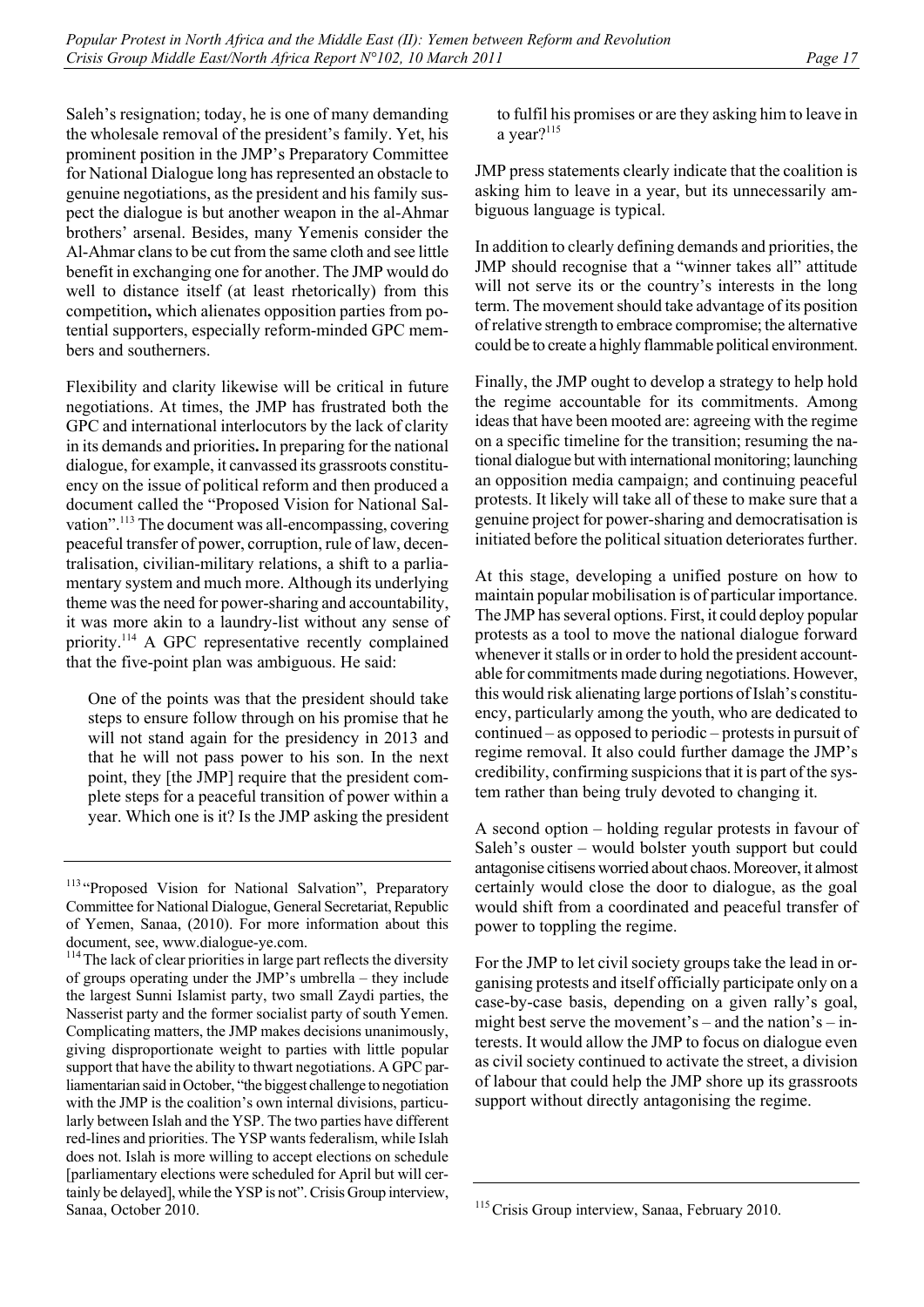Saleh's resignation; today, he is one of many demanding the wholesale removal of the president's family. Yet, his prominent position in the JMP's Preparatory Committee for National Dialogue long has represented an obstacle to genuine negotiations, as the president and his family suspect the dialogue is but another weapon in the al-Ahmar brothers' arsenal. Besides, many Yemenis consider the Al-Ahmar clans to be cut from the same cloth and see little benefit in exchanging one for another. The JMP would do well to distance itself (at least rhetorically) from this competition**,** which alienates opposition parties from potential supporters, especially reform-minded GPC members and southerners.

Flexibility and clarity likewise will be critical in future negotiations. At times, the JMP has frustrated both the GPC and international interlocutors by the lack of clarity in its demands and priorities**.** In preparing for the national dialogue, for example, it canvassed its grassroots constituency on the issue of political reform and then produced a document called the "Proposed Vision for National Salvation".[113] The document was all-encompassing, covering peaceful transfer of power, corruption, rule of law, decentralisation, civilian-military relations, a shift to a parliamentary system and much more. Although its underlying theme was the need for power-sharing and accountability, it was more akin to a laundry-list without any sense of priority.[114] A GPC representative recently complained that the five-point plan was ambiguous. He said:

> One of the points was that the president should take steps to ensure follow through on his promise that he will not stand again for the presidency in 2013 and that he will not pass power to his son. In the next point, they [the JMP] require that the president complete steps for a peaceful transition of power within a year. Which one is it? Is the JMP asking the president to fulfil his promises or are they asking him to leave in a year?[115]

JMP press statements clearly indicate that the coalition is asking him to leave in a year, but its unnecessarily ambiguous language is typical.

In addition to clearly defining demands and priorities, the JMP should recognise that a "winner takes all" attitude will not serve its or the country's interests in the long term. The movement should take advantage of its position of relative strength to embrace compromise; the alternative could be to create a highly flammable political environment.

Finally, the JMP ought to develop a strategy to help hold the regime accountable for its commitments. Among ideas that have been mooted are: agreeing with the regime on a specific timeline for the transition; resuming the national dialogue but with international monitoring; launching an opposition media campaign; and continuing peaceful protests. It likely will take all of these to make sure that a genuine project for power-sharing and democratisation is initiated before the political situation deteriorates further.

At this stage, developing a unified posture on how to maintain popular mobilisation is of particular importance. The JMP has several options. First, it could deploy popular protests as a tool to move the national dialogue forward whenever it stalls or in order to hold the president accountable for commitments made during negotiations. However, this would risk alienating large portions of Islah's constituency, particularly among the youth, who are dedicated to continued – as opposed to periodic – protests in pursuit of regime removal. It also could further damage the JMP's credibility, confirming suspicions that it is part of the system rather than being truly devoted to changing it.

A second option – holding regular protests in favour of Saleh's ouster – would bolster youth support but could antagonise citisens worried about chaos. Moreover, it almost certainly would close the door to dialogue, as the goal would shift from a coordinated and peaceful transfer of power to toppling the regime.

For the JMP to let civil society groups take the lead in organising protests and itself officially participate only on a case-by-case basis, depending on a given rally's goal, might best serve the movement's – and the nation's – interests. It would allow the JMP to focus on dialogue even as civil society continued to activate the street, a division of labour that could help the JMP shore up its grassroots support without directly antagonising the regime.

---

[113] "Proposed Vision for National Salvation", Preparatory Committee for National Dialogue, General Secretariat, Republic of Yemen, Sanaa, (2010). For more information about this document, see, www.dialogue-ye.com.

[114] The lack of clear priorities in large part reflects the diversity of groups operating under the JMP's umbrella – they include the largest Sunni Islamist party, two small Zaydi parties, the Nasserist party and the former socialist party of south Yemen. Complicating matters, the JMP makes decisions unanimously, giving disproportionate weight to parties with little popular support that have the ability to thwart negotiations. A GPC parliamentarian said in October, "the biggest challenge to negotiation with the JMP is the coalition's own internal divisions, particularly between Islah and the YSP. The two parties have different red-lines and priorities. The YSP wants federalism, while Islah does not. Islah is more willing to accept elections on schedule [parliamentary elections were scheduled for April but will certainly be delayed], while the YSP is not". Crisis Group interview, Sanaa, October 2010.

[115] Crisis Group interview, Sanaa, February 2010.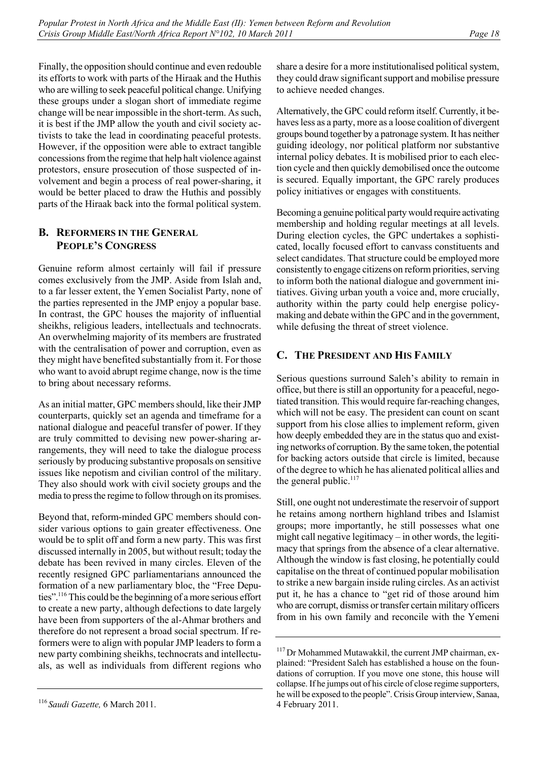Finally, the opposition should continue and even redouble its efforts to work with parts of the Hiraak and the Huthis who are willing to seek peaceful political change. Unifying these groups under a slogan short of immediate regime change will be near impossible in the short-term. As such, it is best if the JMP allow the youth and civil society activists to take the lead in coordinating peaceful protests. However, if the opposition were able to extract tangible concessions from the regime that help halt violence against protestors, ensure prosecution of those suspected of involvement and begin a process of real power-sharing, it would be better placed to draw the Huthis and possibly parts of the Hiraak back into the formal political system.

## B. Reformers in the General People's Congress

Genuine reform almost certainly will fail if pressure comes exclusively from the JMP. Aside from Islah and, to a far lesser extent, the Yemen Socialist Party, none of the parties represented in the JMP enjoy a popular base. In contrast, the GPC houses the majority of influential sheikhs, religious leaders, intellectuals and technocrats. An overwhelming majority of its members are frustrated with the centralisation of power and corruption, even as they might have benefited substantially from it. For those who want to avoid abrupt regime change, now is the time to bring about necessary reforms.

As an initial matter, GPC members should, like their JMP counterparts, quickly set an agenda and timeframe for a national dialogue and peaceful transfer of power. If they are truly committed to devising new power-sharing arrangements, they will need to take the dialogue process seriously by producing substantive proposals on sensitive issues like nepotism and civilian control of the military. They also should work with civil society groups and the media to press the regime to follow through on its promises.

Beyond that, reform-minded GPC members should consider various options to gain greater effectiveness. One would be to split off and form a new party. This was first discussed internally in 2005, but without result; today the debate has been revived in many circles. Eleven of the recently resigned GPC parliamentarians announced the formation of a new parliamentary bloc, the "Free Deputies".[116] This could be the beginning of a more serious effort to create a new party, although defections to date largely have been from supporters of the al-Ahmar brothers and therefore do not represent a broad social spectrum. If reformers were to align with popular JMP leaders to form a new party combining sheikhs, technocrats and intellectuals, as well as individuals from different regions who share a desire for a more institutionalised political system, they could draw significant support and mobilise pressure to achieve needed changes.

Alternatively, the GPC could reform itself. Currently, it behaves less as a party, more as a loose coalition of divergent groups bound together by a patronage system. It has neither guiding ideology, nor political platform nor substantive internal policy debates. It is mobilised prior to each election cycle and then quickly demobilised once the outcome is secured. Equally important, the GPC rarely produces policy initiatives or engages with constituents.

Becoming a genuine political party would require activating membership and holding regular meetings at all levels. During election cycles, the GPC undertakes a sophisticated, locally focused effort to canvass constituents and select candidates. That structure could be employed more consistently to engage citizens on reform priorities, serving to inform both the national dialogue and government initiatives. Giving urban youth a voice and, more crucially, authority within the party could help energise policymaking and debate within the GPC and in the government, while defusing the threat of street violence.

## C. The President and His Family

Serious questions surround Saleh's ability to remain in office, but there is still an opportunity for a peaceful, negotiated transition. This would require far-reaching changes, which will not be easy. The president can count on scant support from his close allies to implement reform, given how deeply embedded they are in the status quo and existing networks of corruption. By the same token, the potential for backing actors outside that circle is limited, because of the degree to which he has alienated political allies and the general public.[117]

Still, one ought not underestimate the reservoir of support he retains among northern highland tribes and Islamist groups; more importantly, he still possesses what one might call negative legitimacy – in other words, the legitimacy that springs from the absence of a clear alternative. Although the window is fast closing, he potentially could capitalise on the threat of continued popular mobilisation to strike a new bargain inside ruling circles. As an activist put it, he has a chance to "get rid of those around him who are corrupt, dismiss or transfer certain military officers from in his own family and reconcile with the Yemeni

---

[116] *Saudi Gazette,* 6 March 2011.

[117] Dr Mohammed Mutawakkil, the current JMP chairman, explained: "President Saleh has established a house on the foundations of corruption. If you move one stone, this house will collapse. If he jumps out of his circle of close regime supporters, he will be exposed to the people". Crisis Group interview, Sanaa, 4 February 2011.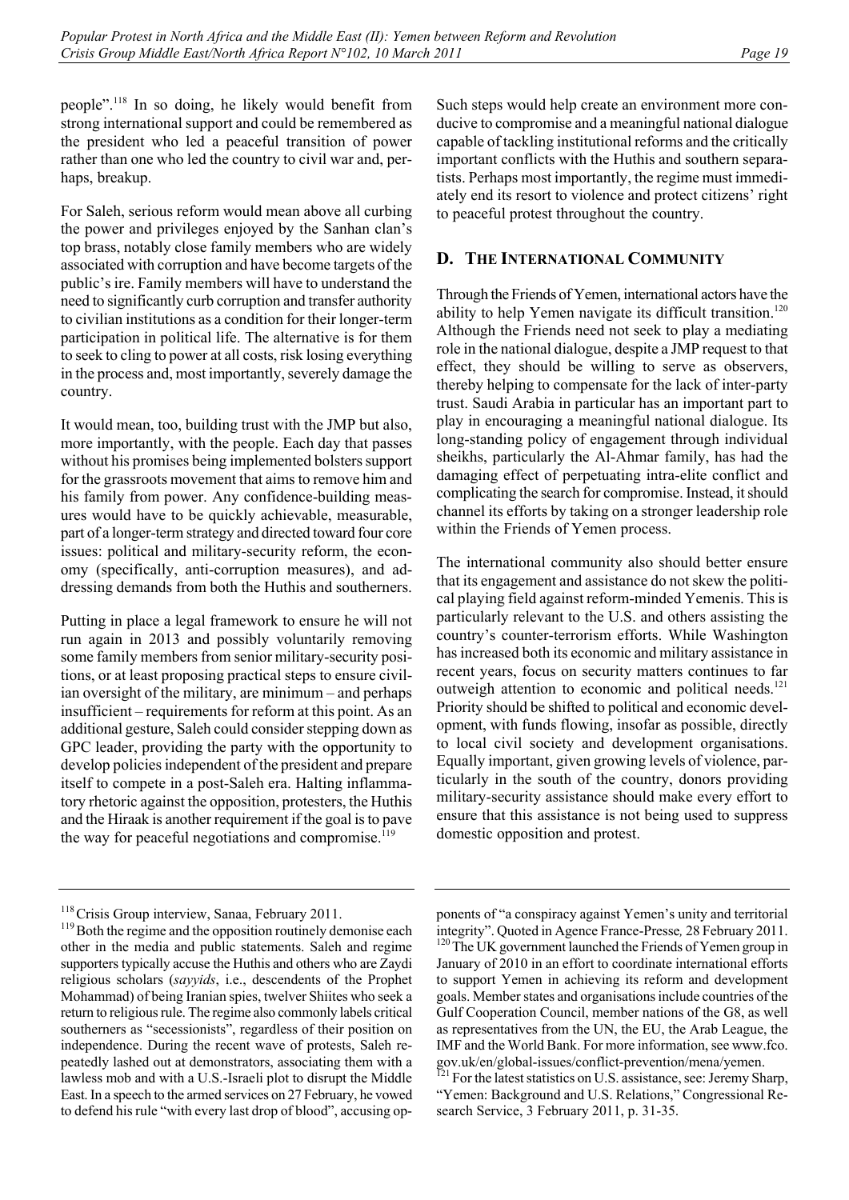people".[118] In so doing, he likely would benefit from strong international support and could be remembered as the president who led a peaceful transition of power rather than one who led the country to civil war and, perhaps, breakup.

For Saleh, serious reform would mean above all curbing the power and privileges enjoyed by the Sanhan clan's top brass, notably close family members who are widely associated with corruption and have become targets of the public's ire. Family members will have to understand the need to significantly curb corruption and transfer authority to civilian institutions as a condition for their longer-term participation in political life. The alternative is for them to seek to cling to power at all costs, risk losing everything in the process and, most importantly, severely damage the country.

It would mean, too, building trust with the JMP but also, more importantly, with the people. Each day that passes without his promises being implemented bolsters support for the grassroots movement that aims to remove him and his family from power. Any confidence-building measures would have to be quickly achievable, measurable, part of a longer-term strategy and directed toward four core issues: political and military-security reform, the economy (specifically, anti-corruption measures), and addressing demands from both the Huthis and southerners.

Putting in place a legal framework to ensure he will not run again in 2013 and possibly voluntarily removing some family members from senior military-security positions, or at least proposing practical steps to ensure civilian oversight of the military, are minimum – and perhaps insufficient – requirements for reform at this point. As an additional gesture, Saleh could consider stepping down as GPC leader, providing the party with the opportunity to develop policies independent of the president and prepare itself to compete in a post-Saleh era. Halting inflammatory rhetoric against the opposition, protesters, the Huthis and the Hiraak is another requirement if the goal is to pave the way for peaceful negotiations and compromise.[119]

Such steps would help create an environment more conducive to compromise and a meaningful national dialogue capable of tackling institutional reforms and the critically important conflicts with the Huthis and southern separatists. Perhaps most importantly, the regime must immediately end its resort to violence and protect citizens' right to peaceful protest throughout the country.

## D. The International Community

Through the Friends of Yemen, international actors have the ability to help Yemen navigate its difficult transition.[120] Although the Friends need not seek to play a mediating role in the national dialogue, despite a JMP request to that effect, they should be willing to serve as observers, thereby helping to compensate for the lack of inter-party trust. Saudi Arabia in particular has an important part to play in encouraging a meaningful national dialogue. Its long-standing policy of engagement through individual sheikhs, particularly the Al-Ahmar family, has had the damaging effect of perpetuating intra-elite conflict and complicating the search for compromise. Instead, it should channel its efforts by taking on a stronger leadership role within the Friends of Yemen process.

The international community also should better ensure that its engagement and assistance do not skew the political playing field against reform-minded Yemenis. This is particularly relevant to the U.S. and others assisting the country's counter-terrorism efforts. While Washington has increased both its economic and military assistance in recent years, focus on security matters continues to far outweigh attention to economic and political needs.[121] Priority should be shifted to political and economic development, with funds flowing, insofar as possible, directly to local civil society and development organisations. Equally important, given growing levels of violence, particularly in the south of the country, donors providing military-security assistance should make every effort to ensure that this assistance is not being used to suppress domestic opposition and protest.

---

[118] Crisis Group interview, Sanaa, February 2011.

[119] Both the regime and the opposition routinely demonise each other in the media and public statements. Saleh and regime supporters typically accuse the Huthis and others who are Zaydi religious scholars (*sayyids*, i.e., descendents of the Prophet Mohammad) of being Iranian spies, twelver Shiites who seek a return to religious rule. The regime also commonly labels critical southerners as "secessionists", regardless of their position on independence. During the recent wave of protests, Saleh repeatedly lashed out at demonstrators, associating them with a lawless mob and with a U.S.-Israeli plot to disrupt the Middle East. In a speech to the armed services on 27 February, he vowed to defend his rule "with every last drop of blood", accusing opponents of "a conspiracy against Yemen's unity and territorial integrity". Quoted in Agence France-Presse, 28 February 2011.

[120] The UK government launched the Friends of Yemen group in January of 2010 in an effort to coordinate international efforts to support Yemen in achieving its reform and development goals. Member states and organisations include countries of the Gulf Cooperation Council, member nations of the G8, as well as representatives from the UN, the EU, the Arab League, the IMF and the World Bank. For more information, see www.fco.gov.uk/en/global-issues/conflict-prevention/mena/yemen.

[121] For the latest statistics on U.S. assistance, see: Jeremy Sharp, "Yemen: Background and U.S. Relations," Congressional Research Service, 3 February 2011, p. 31-35.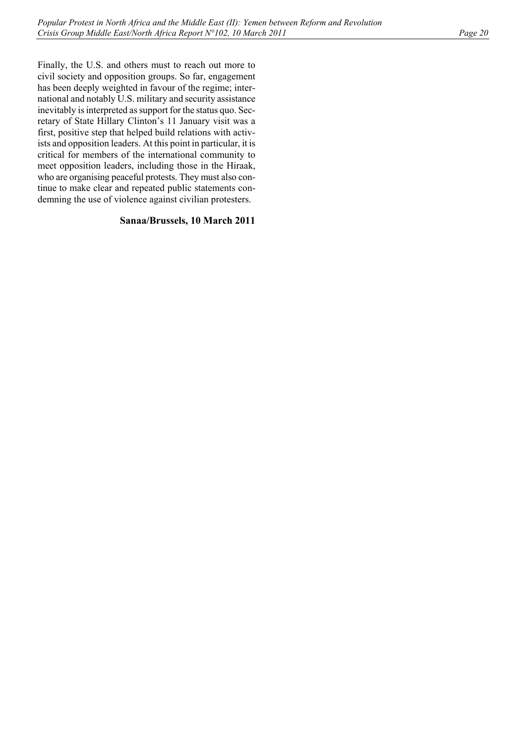Finally, the U.S. and others must to reach out more to civil society and opposition groups. So far, engagement has been deeply weighted in favour of the regime; international and notably U.S. military and security assistance inevitably is interpreted as support for the status quo. Secretary of State Hillary Clinton's 11 January visit was a first, positive step that helped build relations with activists and opposition leaders. At this point in particular, it is critical for members of the international community to meet opposition leaders, including those in the Hiraak, who are organising peaceful protests. They must also continue to make clear and repeated public statements condemning the use of violence against civilian protesters.

**Sanaa/Brussels, 10 March 2011**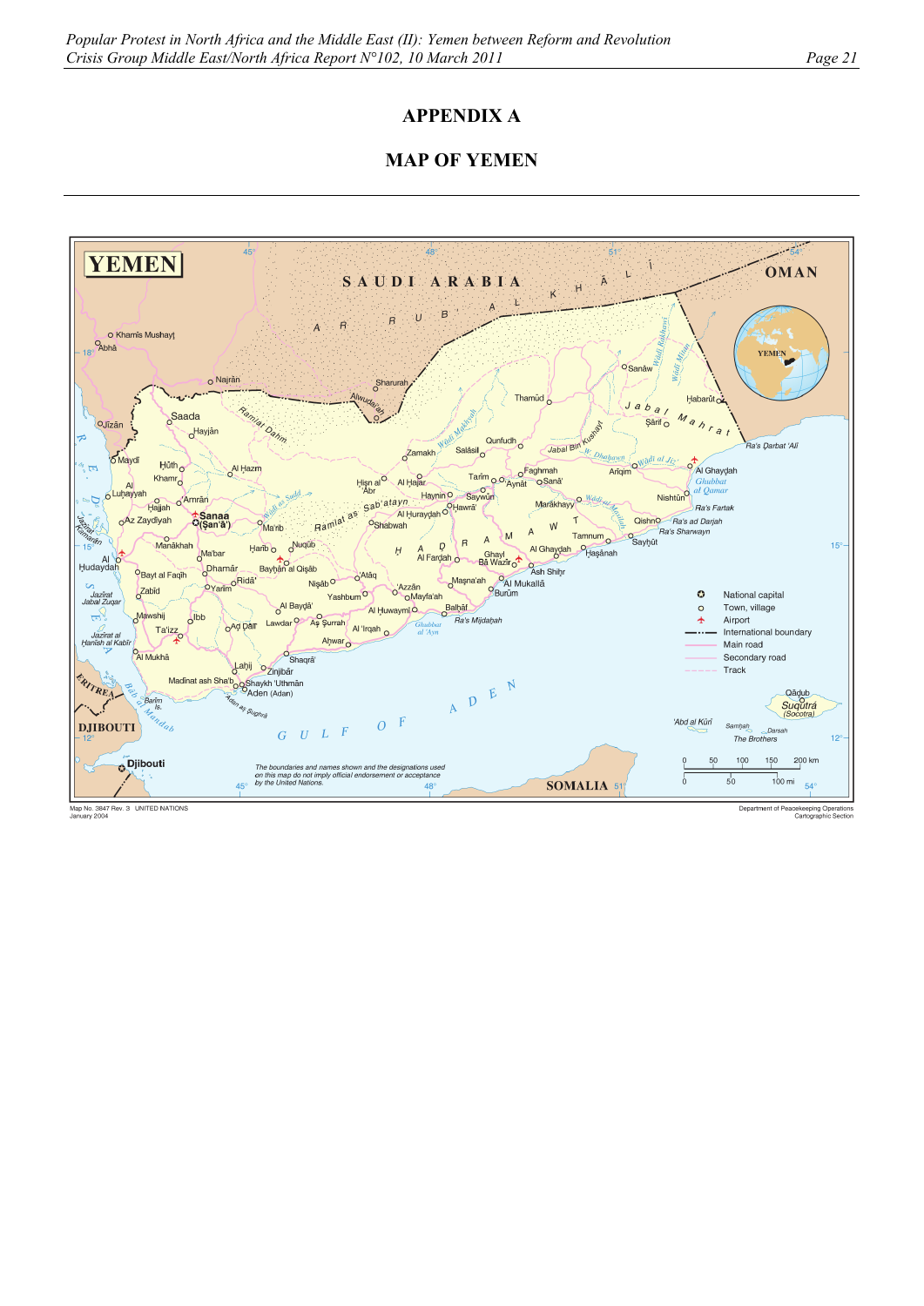# APPENDIX A

## MAP OF YEMEN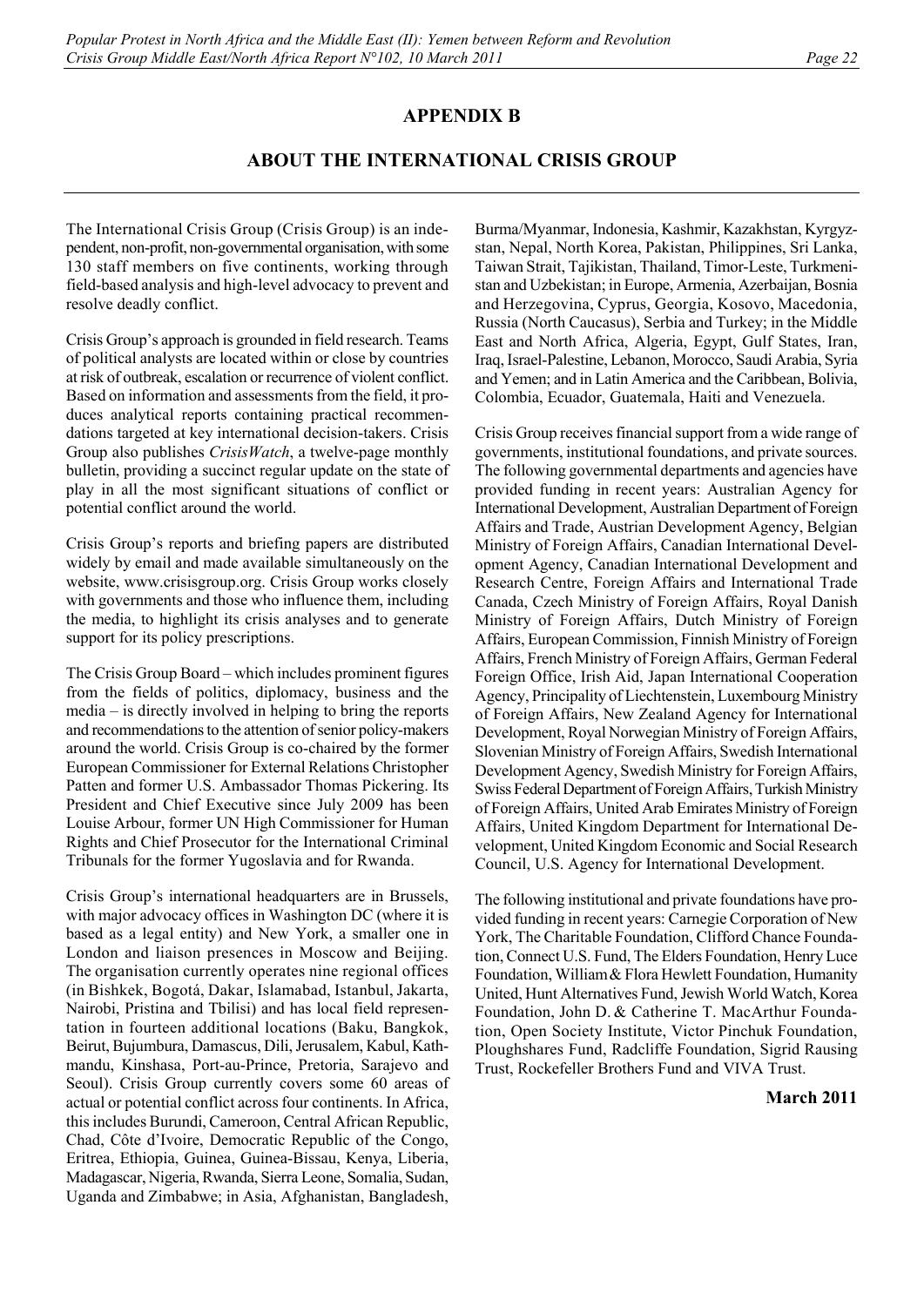## APPENDIX B

## ABOUT THE INTERNATIONAL CRISIS GROUP

The International Crisis Group (Crisis Group) is an independent, non-profit, non-governmental organisation, with some 130 staff members on five continents, working through field-based analysis and high-level advocacy to prevent and resolve deadly conflict.

Crisis Group's approach is grounded in field research. Teams of political analysts are located within or close by countries at risk of outbreak, escalation or recurrence of violent conflict. Based on information and assessments from the field, it produces analytical reports containing practical recommendations targeted at key international decision-takers. Crisis Group also publishes *CrisisWatch*, a twelve-page monthly bulletin, providing a succinct regular update on the state of play in all the most significant situations of conflict or potential conflict around the world.

Crisis Group's reports and briefing papers are distributed widely by email and made available simultaneously on the website, www.crisisgroup.org. Crisis Group works closely with governments and those who influence them, including the media, to highlight its crisis analyses and to generate support for its policy prescriptions.

The Crisis Group Board – which includes prominent figures from the fields of politics, diplomacy, business and the media – is directly involved in helping to bring the reports and recommendations to the attention of senior policy-makers around the world. Crisis Group is co-chaired by the former European Commissioner for External Relations Christopher Patten and former U.S. Ambassador Thomas Pickering. Its President and Chief Executive since July 2009 has been Louise Arbour, former UN High Commissioner for Human Rights and Chief Prosecutor for the International Criminal Tribunals for the former Yugoslavia and for Rwanda.

Crisis Group's international headquarters are in Brussels, with major advocacy offices in Washington DC (where it is based as a legal entity) and New York, a smaller one in London and liaison presences in Moscow and Beijing. The organisation currently operates nine regional offices (in Bishkek, Bogotá, Dakar, Islamabad, Istanbul, Jakarta, Nairobi, Pristina and Tbilisi) and has local field representation in fourteen additional locations (Baku, Bangkok, Beirut, Bujumbura, Damascus, Dili, Jerusalem, Kabul, Kathmandu, Kinshasa, Port-au-Prince, Pretoria, Sarajevo and Seoul). Crisis Group currently covers some 60 areas of actual or potential conflict across four continents. In Africa, this includes Burundi, Cameroon, Central African Republic, Chad, Côte d'Ivoire, Democratic Republic of the Congo, Eritrea, Ethiopia, Guinea, Guinea-Bissau, Kenya, Liberia, Madagascar, Nigeria, Rwanda, Sierra Leone, Somalia, Sudan, Uganda and Zimbabwe; in Asia, Afghanistan, Bangladesh, Burma/Myanmar, Indonesia, Kashmir, Kazakhstan, Kyrgyzstan, Nepal, North Korea, Pakistan, Philippines, Sri Lanka, Taiwan Strait, Tajikistan, Thailand, Timor-Leste, Turkmenistan and Uzbekistan; in Europe, Armenia, Azerbaijan, Bosnia and Herzegovina, Cyprus, Georgia, Kosovo, Macedonia, Russia (North Caucasus), Serbia and Turkey; in the Middle East and North Africa, Algeria, Egypt, Gulf States, Iran, Iraq, Israel-Palestine, Lebanon, Morocco, Saudi Arabia, Syria and Yemen; and in Latin America and the Caribbean, Bolivia, Colombia, Ecuador, Guatemala, Haiti and Venezuela.

Crisis Group receives financial support from a wide range of governments, institutional foundations, and private sources. The following governmental departments and agencies have provided funding in recent years: Australian Agency for International Development, Australian Department of Foreign Affairs and Trade, Austrian Development Agency, Belgian Ministry of Foreign Affairs, Canadian International Development Agency, Canadian International Development and Research Centre, Foreign Affairs and International Trade Canada, Czech Ministry of Foreign Affairs, Royal Danish Ministry of Foreign Affairs, Dutch Ministry of Foreign Affairs, European Commission, Finnish Ministry of Foreign Affairs, French Ministry of Foreign Affairs, German Federal Foreign Office, Irish Aid, Japan International Cooperation Agency, Principality of Liechtenstein, Luxembourg Ministry of Foreign Affairs, New Zealand Agency for International Development, Royal Norwegian Ministry of Foreign Affairs, Slovenian Ministry of Foreign Affairs, Swedish International Development Agency, Swedish Ministry for Foreign Affairs, Swiss Federal Department of Foreign Affairs, Turkish Ministry of Foreign Affairs, United Arab Emirates Ministry of Foreign Affairs, United Kingdom Department for International Development, United Kingdom Economic and Social Research Council, U.S. Agency for International Development.

The following institutional and private foundations have provided funding in recent years: Carnegie Corporation of New York, The Charitable Foundation, Clifford Chance Foundation, Connect U.S. Fund, The Elders Foundation, Henry Luce Foundation, William & Flora Hewlett Foundation, Humanity United, Hunt Alternatives Fund, Jewish World Watch, Korea Foundation, John D. & Catherine T. MacArthur Foundation, Open Society Institute, Victor Pinchuk Foundation, Ploughshares Fund, Radcliffe Foundation, Sigrid Rausing Trust, Rockefeller Brothers Fund and VIVA Trust.

**March 2011**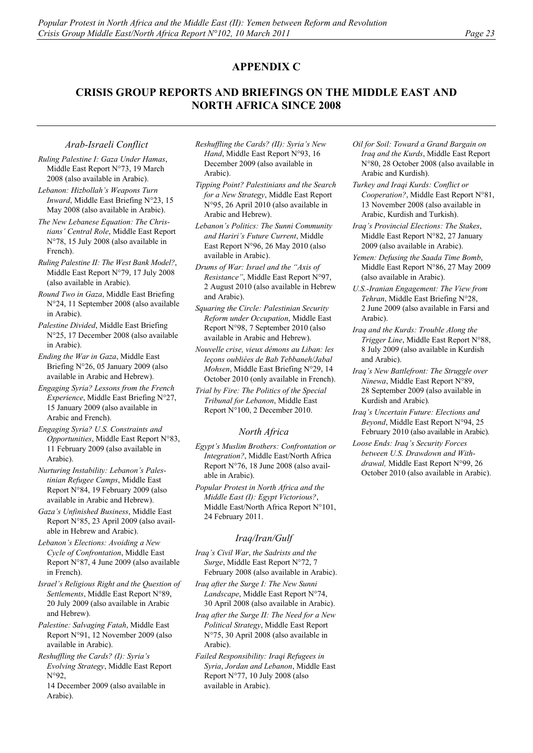## APPENDIX C

## CRISIS GROUP REPORTS AND BRIEFINGS ON THE MIDDLE EAST AND NORTH AFRICA SINCE 2008

### *Arab-Israeli Conflict*

*Ruling Palestine I: Gaza Under Hamas*, Middle East Report N°73, 19 March 2008 (also available in Arabic).

*Lebanon: Hizbollah's Weapons Turn Inward*, Middle East Briefing N°23, 15 May 2008 (also available in Arabic).

*The New Lebanese Equation: The Christians' Central Role*, Middle East Report N°78, 15 July 2008 (also available in French).

*Ruling Palestine II: The West Bank Model?*, Middle East Report N°79, 17 July 2008 (also available in Arabic).

*Round Two in Gaza*, Middle East Briefing N°24, 11 September 2008 (also available in Arabic).

*Palestine Divided*, Middle East Briefing N°25, 17 December 2008 (also available in Arabic).

*Ending the War in Gaza*, Middle East Briefing N°26, 05 January 2009 (also available in Arabic and Hebrew).

*Engaging Syria? Lessons from the French Experience*, Middle East Briefing N°27, 15 January 2009 (also available in Arabic and French).

*Engaging Syria? U.S. Constraints and Opportunities*, Middle East Report N°83, 11 February 2009 (also available in Arabic).

*Nurturing Instability: Lebanon's Palestinian Refugee Camps*, Middle East Report N°84, 19 February 2009 (also available in Arabic and Hebrew).

*Gaza's Unfinished Business*, Middle East Report N°85, 23 April 2009 (also available in Hebrew and Arabic).

*Lebanon's Elections: Avoiding a New Cycle of Confrontation*, Middle East Report N°87, 4 June 2009 (also available in French).

*Israel's Religious Right and the Question of Settlements*, Middle East Report N°89, 20 July 2009 (also available in Arabic and Hebrew).

*Palestine: Salvaging Fatah*, Middle East Report N°91, 12 November 2009 (also available in Arabic).

*Reshuffling the Cards? (I): Syria's Evolving Strategy*, Middle East Report N°92, 14 December 2009 (also available in Arabic).

*Reshuffling the Cards? (II): Syria's New Hand*, Middle East Report N°93, 16 December 2009 (also available in Arabic).

*Tipping Point? Palestinians and the Search for a New Strategy*, Middle East Report N°95, 26 April 2010 (also available in Arabic and Hebrew).

*Lebanon's Politics: The Sunni Community and Hariri's Future Current*, Middle East Report N°96, 26 May 2010 (also available in Arabic).

*Drums of War: Israel and the "Axis of Resistance"*, Middle East Report N°97, 2 August 2010 (also available in Hebrew and Arabic).

*Squaring the Circle: Palestinian Security Reform under Occupation*, Middle East Report N°98, 7 September 2010 (also available in Arabic and Hebrew).

*Nouvelle crise, vieux démons au Liban: les leçons oubliées de Bab Tebbaneh/Jabal Mohsen*, Middle East Briefing N°29, 14 October 2010 (only available in French).

*Trial by Fire: The Politics of the Special Tribunal for Lebanon*, Middle East Report N°100, 2 December 2010.

### *North Africa*

*Egypt's Muslim Brothers: Confrontation or Integration?*, Middle East/North Africa Report N°76, 18 June 2008 (also available in Arabic).

*Popular Protest in North Africa and the Middle East (I): Egypt Victorious?*, Middle East/North Africa Report N°101, 24 February 2011.

### *Iraq/Iran/Gulf*

*Iraq's Civil War, the Sadrists and the Surge*, Middle East Report N°72, 7 February 2008 (also available in Arabic).

*Iraq after the Surge I: The New Sunni Landscape*, Middle East Report N°74, 30 April 2008 (also available in Arabic).

*Iraq after the Surge II: The Need for a New Political Strategy*, Middle East Report N°75, 30 April 2008 (also available in Arabic).

*Failed Responsibility: Iraqi Refugees in Syria, Jordan and Lebanon*, Middle East Report N°77, 10 July 2008 (also available in Arabic).

*Oil for Soil: Toward a Grand Bargain on Iraq and the Kurds*, Middle East Report N°80, 28 October 2008 (also available in Arabic and Kurdish).

*Turkey and Iraqi Kurds: Conflict or Cooperation?*, Middle East Report N°81, 13 November 2008 (also available in Arabic, Kurdish and Turkish).

*Iraq's Provincial Elections: The Stakes*, Middle East Report N°82, 27 January 2009 (also available in Arabic).

*Yemen: Defusing the Saada Time Bomb*, Middle East Report N°86, 27 May 2009 (also available in Arabic).

*U.S.-Iranian Engagement: The View from Tehran*, Middle East Briefing N°28, 2 June 2009 (also available in Farsi and Arabic).

*Iraq and the Kurds: Trouble Along the Trigger Line*, Middle East Report N°88, 8 July 2009 (also available in Kurdish and Arabic).

*Iraq's New Battlefront: The Struggle over Ninewa*, Middle East Report N°89, 28 September 2009 (also available in Kurdish and Arabic).

*Iraq's Uncertain Future: Elections and Beyond*, Middle East Report N°94, 25 February 2010 (also available in Arabic).

*Loose Ends: Iraq's Security Forces between U.S. Drawdown and Withdrawal,* Middle East Report N°99, 26 October 2010 (also available in Arabic).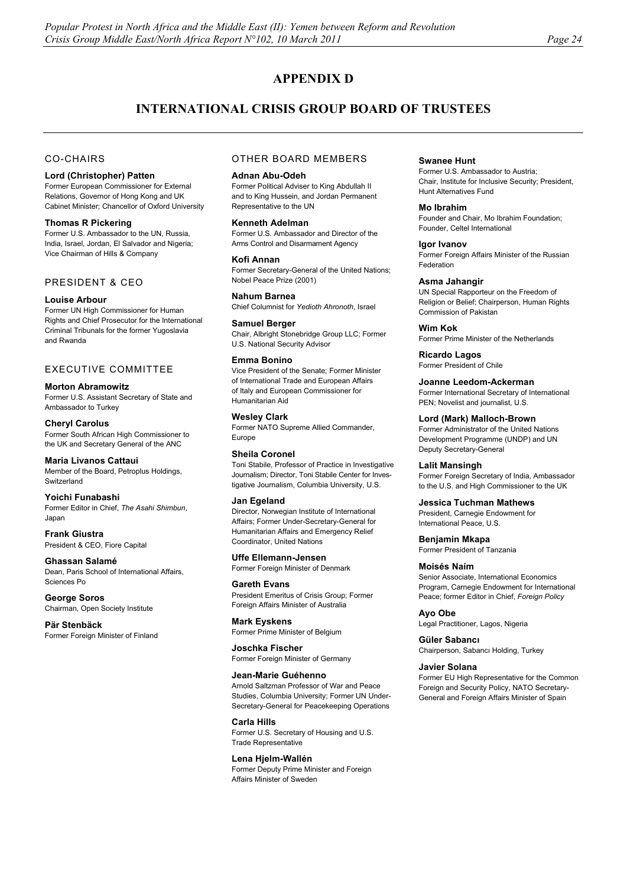# APPENDIX D

## INTERNATIONAL CRISIS GROUP BOARD OF TRUSTEES

### CO-CHAIRS

**Lord (Christopher) Patten**
Former European Commissioner for External Relations, Governor of Hong Kong and UK Cabinet Minister; Chancellor of Oxford University

**Thomas R Pickering**
Former U.S. Ambassador to the UN, Russia, India, Israel, Jordan, El Salvador and Nigeria; Vice Chairman of Hills & Company

### PRESIDENT & CEO

**Louise Arbour**
Former UN High Commissioner for Human Rights and Chief Prosecutor for the International Criminal Tribunals for the former Yugoslavia and Rwanda

### EXECUTIVE COMMITTEE

**Morton Abramowitz**
Former U.S. Assistant Secretary of State and Ambassador to Turkey

**Cheryl Carolus**
Former South African High Commissioner to the UK and Secretary General of the ANC

**Maria Livanos Cattaui**
Member of the Board, Petroplus Holdings, Switzerland

**Yoichi Funabashi**
Former Editor in Chief, *The Asahi Shimbun*, Japan

**Frank Giustra**
President & CEO, Fiore Capital

**Ghassan Salamé**
Dean, Paris School of International Affairs, Sciences Po

**George Soros**
Chairman, Open Society Institute

**Pär Stenbäck**
Former Foreign Minister of Finland

### OTHER BOARD MEMBERS

**Adnan Abu-Odeh**
Former Political Adviser to King Abdullah II and to King Hussein, and Jordan Permanent Representative to the UN

**Kenneth Adelman**
Former U.S. Ambassador and Director of the Arms Control and Disarmament Agency

**Kofi Annan**
Former Secretary-General of the United Nations; Nobel Peace Prize (2001)

**Nahum Barnea**
Chief Columnist for *Yedioth Ahronoth*, Israel

**Samuel Berger**
Chair, Albright Stonebridge Group LLC; Former U.S. National Security Advisor

**Emma Bonino**
Vice President of the Senate; Former Minister of International Trade and European Affairs of Italy and European Commissioner for Humanitarian Aid

**Wesley Clark**
Former NATO Supreme Allied Commander, Europe

**Sheila Coronel**
Toni Stabile, Professor of Practice in Investigative Journalism; Director, Toni Stabile Center for Investigative Journalism, Columbia University, U.S.

**Jan Egeland**
Director, Norwegian Institute of International Affairs; Former Under-Secretary-General for Humanitarian Affairs and Emergency Relief Coordinator, United Nations

**Uffe Ellemann-Jensen**
Former Foreign Minister of Denmark

**Gareth Evans**
President Emeritus of Crisis Group; Former Foreign Affairs Minister of Australia

**Mark Eyskens**
Former Prime Minister of Belgium

**Joschka Fischer**
Former Foreign Minister of Germany

**Jean-Marie Guéhenno**
Arnold Saltzman Professor of War and Peace Studies, Columbia University; Former UN Under-Secretary-General for Peacekeeping Operations

**Carla Hills**
Former U.S. Secretary of Housing and U.S. Trade Representative

**Lena Hjelm-Wallén**
Former Deputy Prime Minister and Foreign Affairs Minister of Sweden

**Swanee Hunt**
Former U.S. Ambassador to Austria; Chair, Institute for Inclusive Security; President, Hunt Alternatives Fund

**Mo Ibrahim**
Founder and Chair, Mo Ibrahim Foundation; Founder, Celtel International

**Igor Ivanov**
Former Foreign Affairs Minister of the Russian Federation

**Asma Jahangir**
UN Special Rapporteur on the Freedom of Religion or Belief; Chairperson, Human Rights Commission of Pakistan

**Wim Kok**
Former Prime Minister of the Netherlands

**Ricardo Lagos**
Former President of Chile

**Joanne Leedom-Ackerman**
Former International Secretary of International PEN; Novelist and journalist, U.S.

**Lord (Mark) Malloch-Brown**
Former Administrator of the United Nations Development Programme (UNDP) and UN Deputy Secretary-General

**Lalit Mansingh**
Former Foreign Secretary of India, Ambassador to the U.S. and High Commissioner to the UK

**Jessica Tuchman Mathews**
President, Carnegie Endowment for International Peace, U.S.

**Benjamin Mkapa**
Former President of Tanzania

**Moisés Naím**
Senior Associate, International Economics Program, Carnegie Endowment for International Peace; former Editor in Chief, *Foreign Policy*

**Ayo Obe**
Legal Practitioner, Lagos, Nigeria

**Güler Sabancı**
Chairperson, Sabancı Holding, Turkey

**Javier Solana**
Former EU High Representative for the Common Foreign and Security Policy, NATO Secretary-General and Foreign Affairs Minister of Spain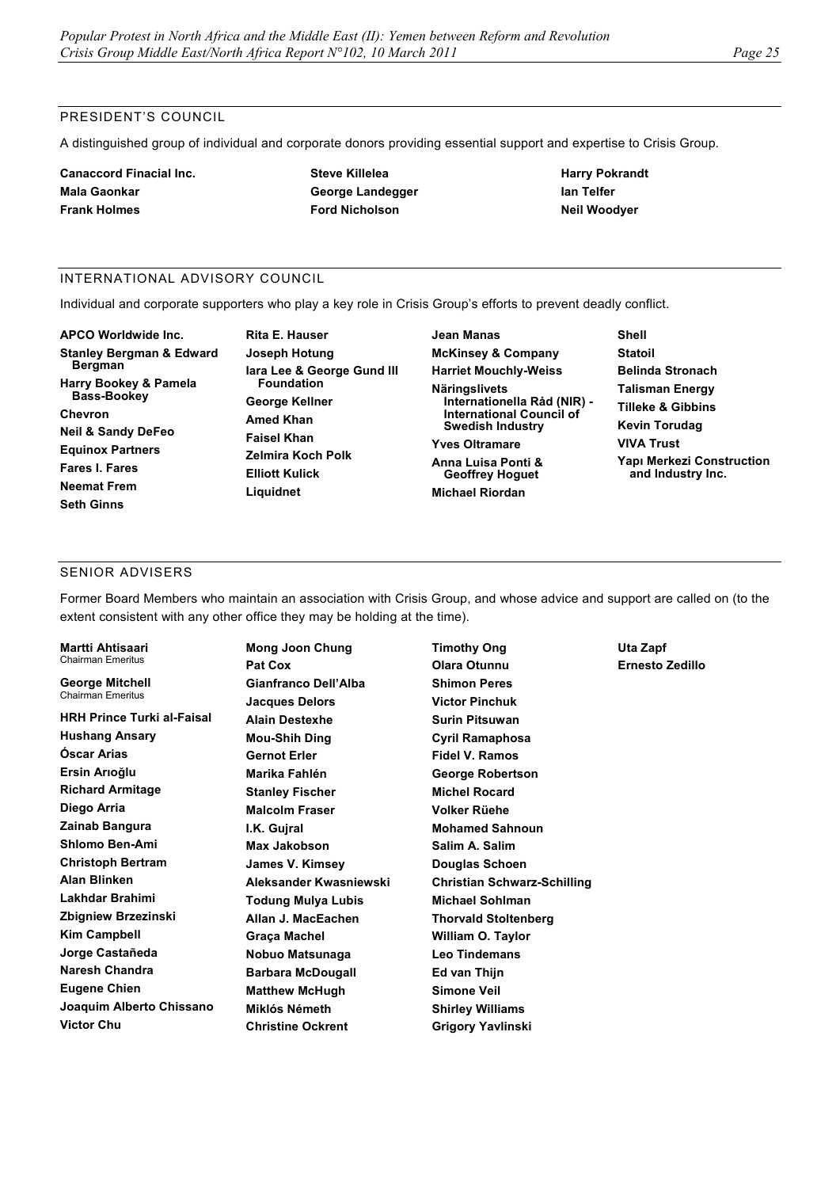## PRESIDENT'S COUNCIL

A distinguished group of individual and corporate donors providing essential support and expertise to Crisis Group.

**Canaccord Finacial Inc.**
**Mala Gaonkar**
**Frank Holmes**
**Steve Killelea**
**George Landegger**
**Ford Nicholson**
**Harry Pokrandt**
**Ian Telfer**
**Neil Woodyer**

## INTERNATIONAL ADVISORY COUNCIL

Individual and corporate supporters who play a key role in Crisis Group's efforts to prevent deadly conflict.

**APCO Worldwide Inc.**
**Stanley Bergman & Edward Bergman**
**Harry Bookey & Pamela Bass-Bookey**
**Chevron**
**Neil & Sandy DeFeo**
**Equinox Partners**
**Fares I. Fares**
**Neemat Frem**
**Seth Ginns**
**Rita E. Hauser**
**Joseph Hotung**
**Iara Lee & George Gund III Foundation**
**George Kellner**
**Amed Khan**
**Faisel Khan**
**Zelmira Koch Polk**
**Elliott Kulick**
**Liquidnet**
**Jean Manas**
**McKinsey & Company**
**Harriet Mouchly-Weiss**
**Näringslivets Internationella Råd (NIR) - International Council of Swedish Industry**
**Yves Oltramare**
**Anna Luisa Ponti & Geoffrey Hoguet**
**Michael Riordan**
**Shell**
**Statoil**
**Belinda Stronach**
**Talisman Energy**
**Tilleke & Gibbins**
**Kevin Torudag**
**VIVA Trust**
**Yapı Merkezi Construction and Industry Inc.**

## SENIOR ADVISERS

Former Board Members who maintain an association with Crisis Group, and whose advice and support are called on (to the extent consistent with any other office they may be holding at the time).

**Martti Ahtisaari**
Chairman Emeritus
**George Mitchell**
Chairman Emeritus
**HRH Prince Turki al-Faisal**
**Hushang Ansary**
**Óscar Arias**
**Ersin Arıoğlu**
**Richard Armitage**
**Diego Arria**
**Zainab Bangura**
**Shlomo Ben-Ami**
**Christoph Bertram**
**Alan Blinken**
**Lakhdar Brahimi**
**Zbigniew Brzezinski**
**Kim Campbell**
**Jorge Castañeda**
**Naresh Chandra**
**Eugene Chien**
**Joaquim Alberto Chissano**
**Victor Chu**
**Mong Joon Chung**
**Pat Cox**
**Gianfranco Dell'Alba**
**Jacques Delors**
**Alain Destexhe**
**Mou-Shih Ding**
**Gernot Erler**
**Marika Fahlén**
**Stanley Fischer**
**Malcolm Fraser**
**I.K. Gujral**
**Max Jakobson**
**James V. Kimsey**
**Aleksander Kwasniewski**
**Todung Mulya Lubis**
**Allan J. MacEachen**
**Graça Machel**
**Nobuo Matsunaga**
**Barbara McDougall**
**Matthew McHugh**
**Miklós Németh**
**Christine Ockrent**
**Timothy Ong**
**Olara Otunnu**
**Shimon Peres**
**Victor Pinchuk**
**Surin Pitsuwan**
**Cyril Ramaphosa**
**Fidel V. Ramos**
**George Robertson**
**Michel Rocard**
**Volker Rüehe**
**Mohamed Sahnoun**
**Salim A. Salim**
**Douglas Schoen**
**Christian Schwarz-Schilling**
**Michael Sohlman**
**Thorvald Stoltenberg**
**William O. Taylor**
**Leo Tindemans**
**Ed van Thijn**
**Simone Veil**
**Shirley Williams**
**Grigory Yavlinski**
**Uta Zapf**
**Ernesto Zedillo**